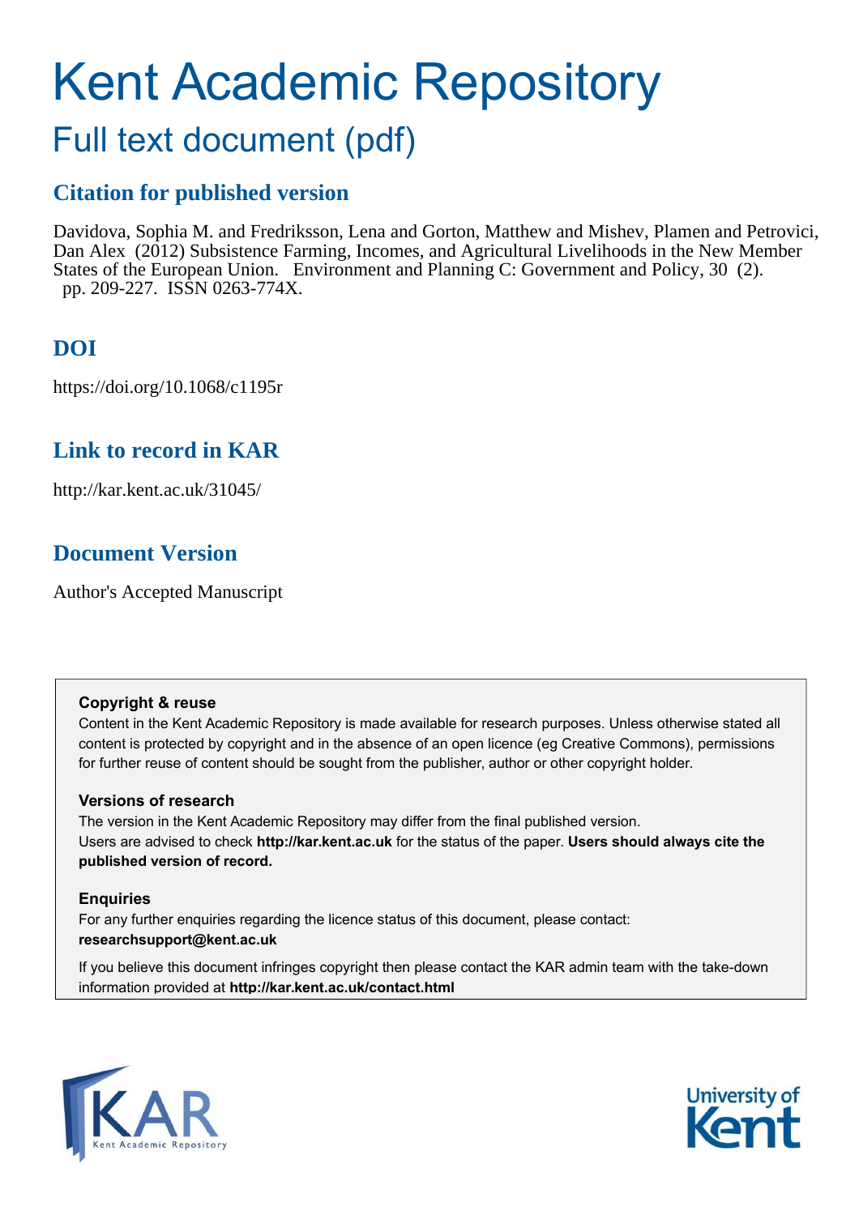# Kent Academic Repository

## Full text document (pdf)

### Citation for published version

Davidova, Sophia M. and Fredriksson, Lena and Gorton, Matthew and Mishev, Plamen and Petrovici, Dan Alex (2012) Subsistence Farming, Incomes, and Agricultural Livelihoods in the New Member States of the European Union. Environment and Planning C: Government and Policy, 30 (2). pp. 209-227. ISSN 0263-774X.

### DOI

https://doi.org/10.1068/c1195r

### Link to record in KAR

http://kar.kent.ac.uk/31045/

### Document Version

Author's Accepted Manuscript

**Copyright & reuse**

Content in the Kent Academic Repository is made available for research purposes. Unless otherwise stated all content is protected by copyright and in the absence of an open licence (eg Creative Commons), permissions for further reuse of content should be sought from the publisher, author or other copyright holder.

**Versions of research**

The version in the Kent Academic Repository may differ from the final published version. Users are advised to check **http://kar.kent.ac.uk** for the status of the paper. **Users should always cite the published version of record.**

**Enquiries**

For any further enquiries regarding the licence status of this document, please contact: **researchsupport@kent.ac.uk**

If you believe this document infringes copyright then please contact the KAR admin team with the take-down information provided at **http://kar.kent.ac.uk/contact.html**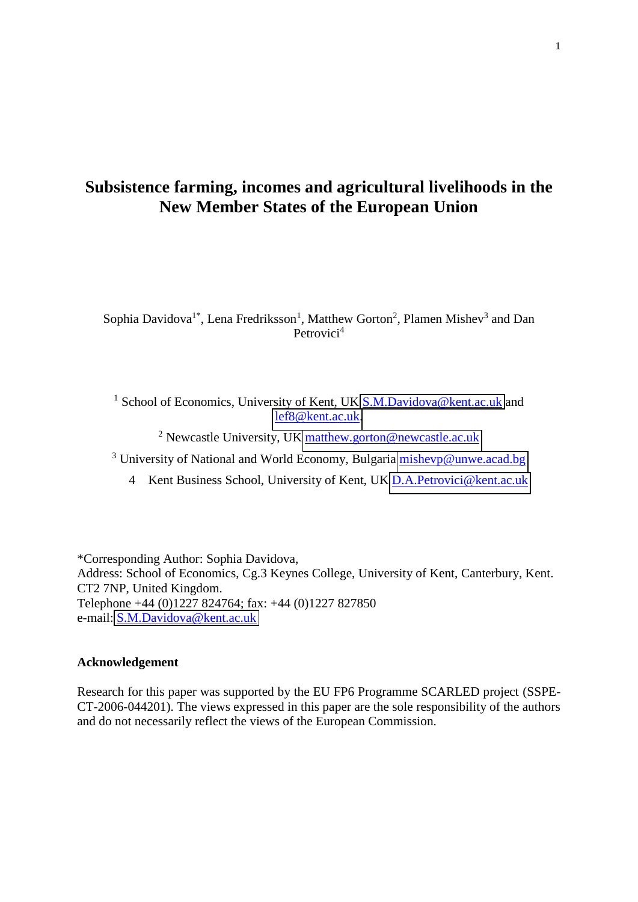# Subsistence farming, incomes and agricultural livelihoods in the New Member States of the European Union

Sophia Davidova[1*], Lena Fredriksson[1], Matthew Gorton[2], Plamen Mishev[3] and Dan Petrovici[4]

[1] School of Economics, University of Kent, UK S.M.Davidova@kent.ac.uk and lef8@kent.ac.uk.

[2] Newcastle University, UK matthew.gorton@newcastle.ac.uk

[3] University of National and World Economy, Bulgaria mishevp@unwe.acad.bg

4 Kent Business School, University of Kent, UK D.A.Petrovici@kent.ac.uk

*Corresponding Author: Sophia Davidova,
Address: School of Economics, Cg.3 Keynes College, University of Kent, Canterbury, Kent. CT2 7NP, United Kingdom.
Telephone +44 (0)1227 824764; fax: +44 (0)1227 827850
e-mail: S.M.Davidova@kent.ac.uk

### Acknowledgement

Research for this paper was supported by the EU FP6 Programme SCARLED project (SSPE-CT-2006-044201). The views expressed in this paper are the sole responsibility of the authors and do not necessarily reflect the views of the European Commission.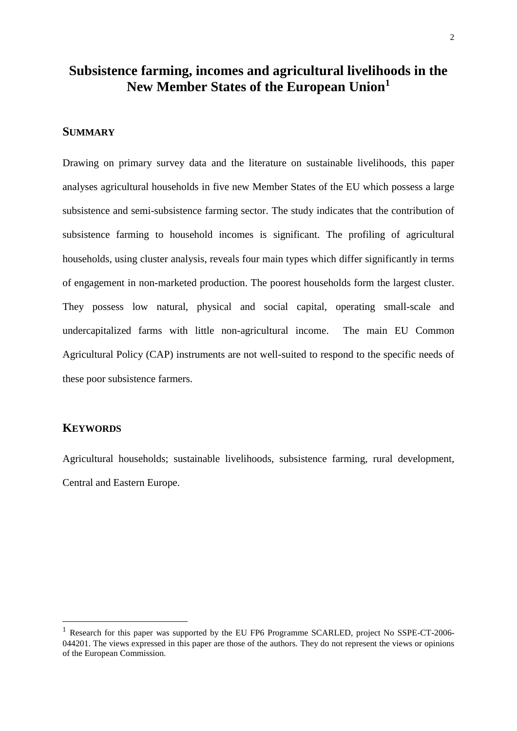# Subsistence farming, incomes and agricultural livelihoods in the New Member States of the European Union[1]

## SUMMARY

Drawing on primary survey data and the literature on sustainable livelihoods, this paper analyses agricultural households in five new Member States of the EU which possess a large subsistence and semi-subsistence farming sector. The study indicates that the contribution of subsistence farming to household incomes is significant. The profiling of agricultural households, using cluster analysis, reveals four main types which differ significantly in terms of engagement in non-marketed production. The poorest households form the largest cluster. They possess low natural, physical and social capital, operating small-scale and undercapitalized farms with little non-agricultural income. The main EU Common Agricultural Policy (CAP) instruments are not well-suited to respond to the specific needs of these poor subsistence farmers.

## KEYWORDS

Agricultural households; sustainable livelihoods, subsistence farming, rural development, Central and Eastern Europe.

---

[1] Research for this paper was supported by the EU FP6 Programme SCARLED, project No SSPE-CT-2006-044201. The views expressed in this paper are those of the authors. They do not represent the views or opinions of the European Commission.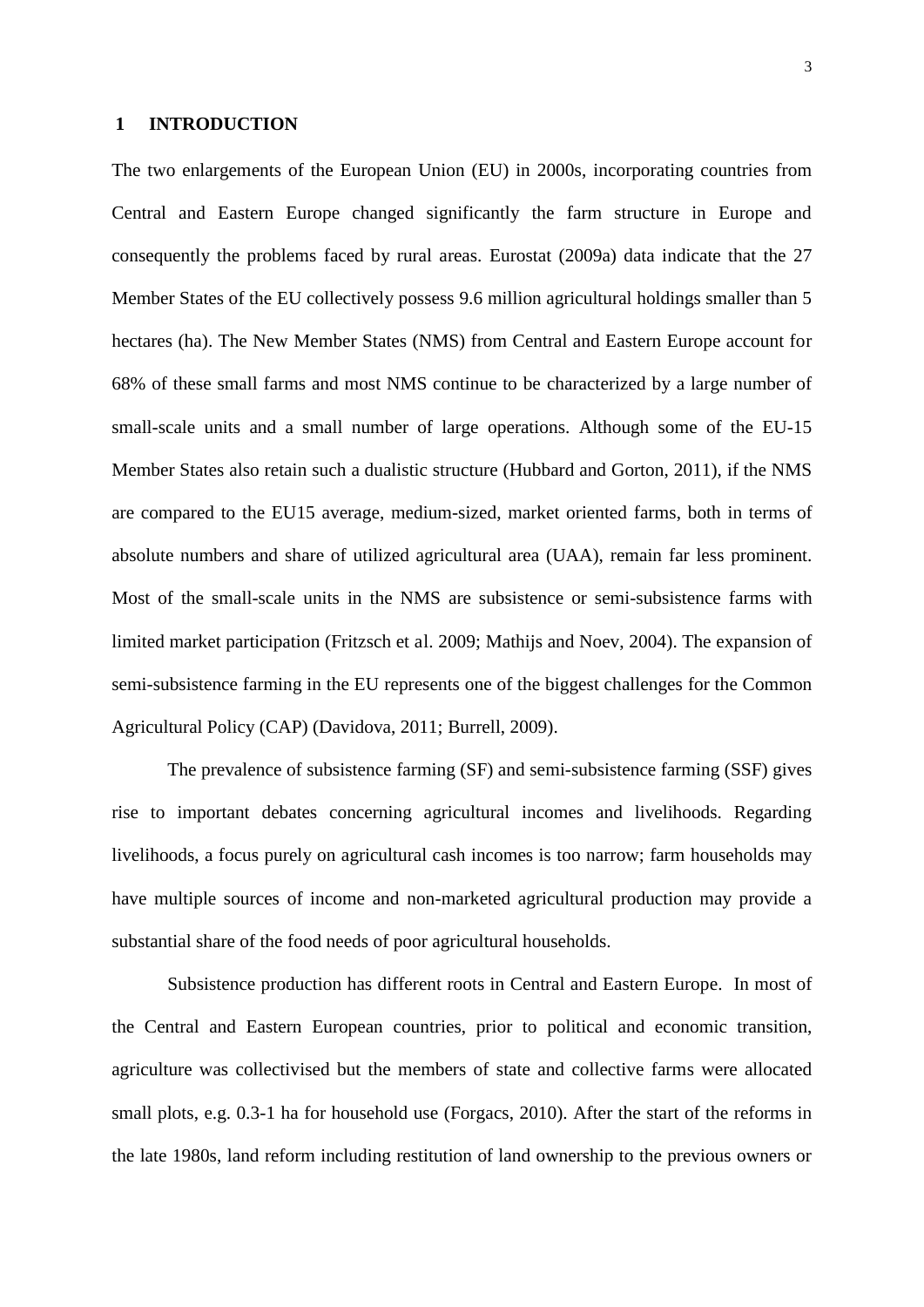## 1 INTRODUCTION

The two enlargements of the European Union (EU) in 2000s, incorporating countries from Central and Eastern Europe changed significantly the farm structure in Europe and consequently the problems faced by rural areas. Eurostat (2009a) data indicate that the 27 Member States of the EU collectively possess 9.6 million agricultural holdings smaller than 5 hectares (ha). The New Member States (NMS) from Central and Eastern Europe account for 68% of these small farms and most NMS continue to be characterized by a large number of small-scale units and a small number of large operations. Although some of the EU-15 Member States also retain such a dualistic structure (Hubbard and Gorton, 2011), if the NMS are compared to the EU15 average, medium-sized, market oriented farms, both in terms of absolute numbers and share of utilized agricultural area (UAA), remain far less prominent. Most of the small-scale units in the NMS are subsistence or semi-subsistence farms with limited market participation (Fritzsch et al. 2009; Mathijs and Noev, 2004). The expansion of semi-subsistence farming in the EU represents one of the biggest challenges for the Common Agricultural Policy (CAP) (Davidova, 2011; Burrell, 2009).

The prevalence of subsistence farming (SF) and semi-subsistence farming (SSF) gives rise to important debates concerning agricultural incomes and livelihoods. Regarding livelihoods, a focus purely on agricultural cash incomes is too narrow; farm households may have multiple sources of income and non-marketed agricultural production may provide a substantial share of the food needs of poor agricultural households.

Subsistence production has different roots in Central and Eastern Europe. In most of the Central and Eastern European countries, prior to political and economic transition, agriculture was collectivised but the members of state and collective farms were allocated small plots, e.g. 0.3-1 ha for household use (Forgacs, 2010). After the start of the reforms in the late 1980s, land reform including restitution of land ownership to the previous owners or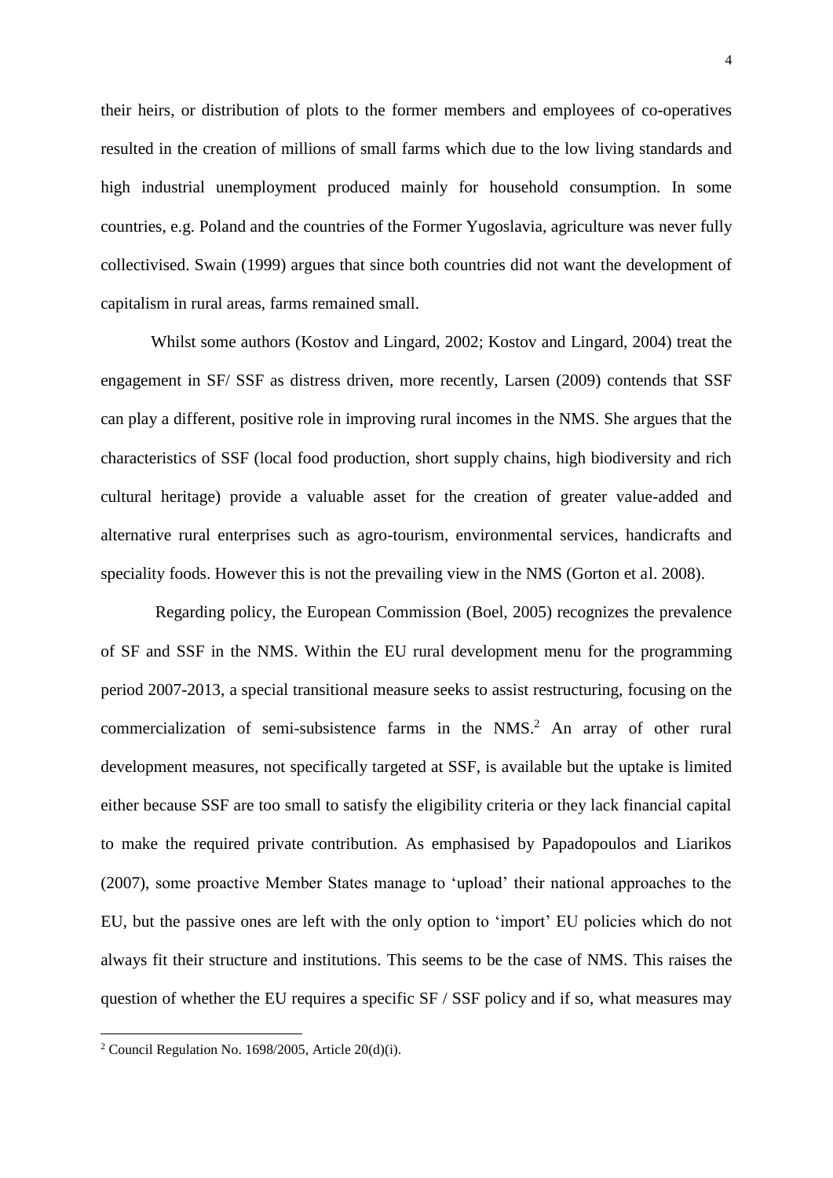their heirs, or distribution of plots to the former members and employees of co-operatives resulted in the creation of millions of small farms which due to the low living standards and high industrial unemployment produced mainly for household consumption. In some countries, e.g. Poland and the countries of the Former Yugoslavia, agriculture was never fully collectivised. Swain (1999) argues that since both countries did not want the development of capitalism in rural areas, farms remained small.

Whilst some authors (Kostov and Lingard, 2002; Kostov and Lingard, 2004) treat the engagement in SF/ SSF as distress driven, more recently, Larsen (2009) contends that SSF can play a different, positive role in improving rural incomes in the NMS. She argues that the characteristics of SSF (local food production, short supply chains, high biodiversity and rich cultural heritage) provide a valuable asset for the creation of greater value-added and alternative rural enterprises such as agro-tourism, environmental services, handicrafts and speciality foods. However this is not the prevailing view in the NMS (Gorton et al. 2008).

Regarding policy, the European Commission (Boel, 2005) recognizes the prevalence of SF and SSF in the NMS. Within the EU rural development menu for the programming period 2007-2013, a special transitional measure seeks to assist restructuring, focusing on the commercialization of semi-subsistence farms in the NMS.[2] An array of other rural development measures, not specifically targeted at SSF, is available but the uptake is limited either because SSF are too small to satisfy the eligibility criteria or they lack financial capital to make the required private contribution. As emphasised by Papadopoulos and Liarikos (2007), some proactive Member States manage to 'upload' their national approaches to the EU, but the passive ones are left with the only option to 'import' EU policies which do not always fit their structure and institutions. This seems to be the case of NMS. This raises the question of whether the EU requires a specific SF / SSF policy and if so, what measures may

[2] Council Regulation No. 1698/2005, Article 20(d)(i).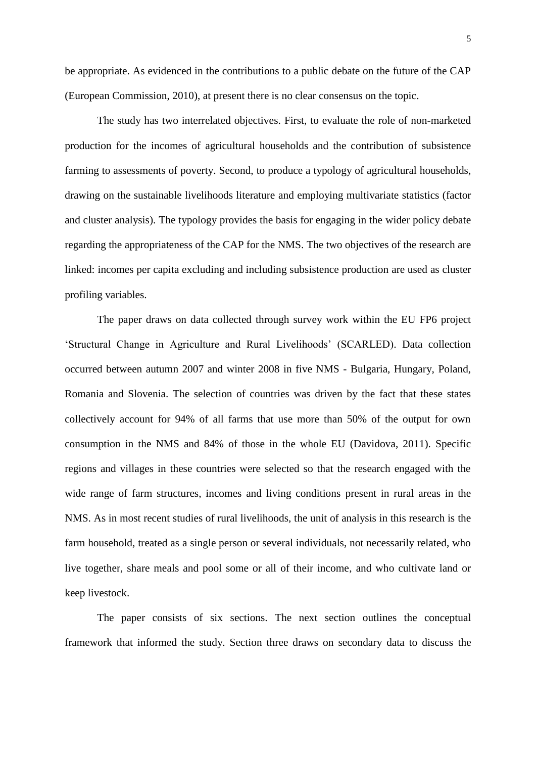be appropriate. As evidenced in the contributions to a public debate on the future of the CAP (European Commission, 2010), at present there is no clear consensus on the topic.

The study has two interrelated objectives. First, to evaluate the role of non-marketed production for the incomes of agricultural households and the contribution of subsistence farming to assessments of poverty. Second, to produce a typology of agricultural households, drawing on the sustainable livelihoods literature and employing multivariate statistics (factor and cluster analysis). The typology provides the basis for engaging in the wider policy debate regarding the appropriateness of the CAP for the NMS. The two objectives of the research are linked: incomes per capita excluding and including subsistence production are used as cluster profiling variables.

The paper draws on data collected through survey work within the EU FP6 project 'Structural Change in Agriculture and Rural Livelihoods' (SCARLED). Data collection occurred between autumn 2007 and winter 2008 in five NMS - Bulgaria, Hungary, Poland, Romania and Slovenia. The selection of countries was driven by the fact that these states collectively account for 94% of all farms that use more than 50% of the output for own consumption in the NMS and 84% of those in the whole EU (Davidova, 2011). Specific regions and villages in these countries were selected so that the research engaged with the wide range of farm structures, incomes and living conditions present in rural areas in the NMS. As in most recent studies of rural livelihoods, the unit of analysis in this research is the farm household, treated as a single person or several individuals, not necessarily related, who live together, share meals and pool some or all of their income, and who cultivate land or keep livestock.

The paper consists of six sections. The next section outlines the conceptual framework that informed the study. Section three draws on secondary data to discuss the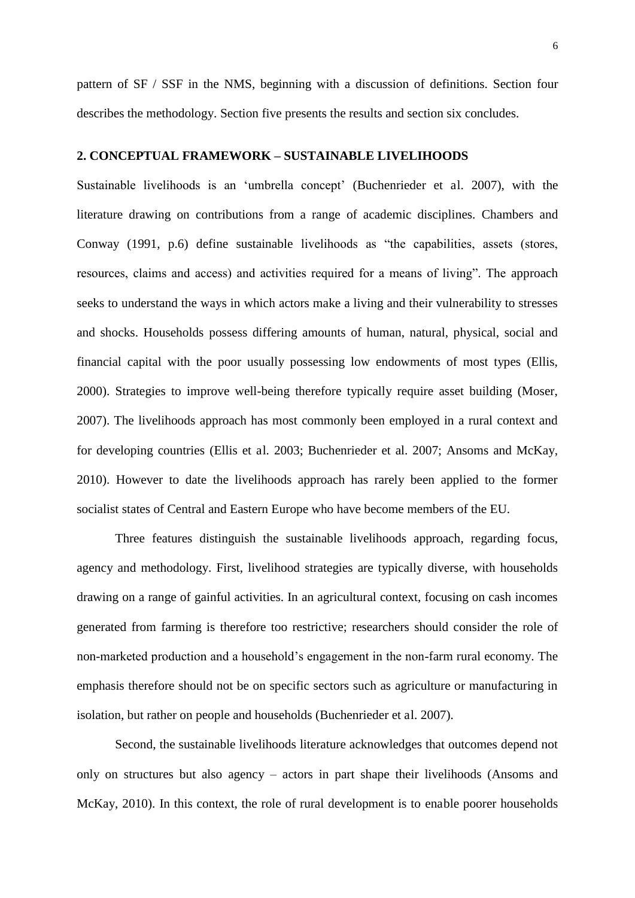pattern of SF / SSF in the NMS, beginning with a discussion of definitions. Section four describes the methodology. Section five presents the results and section six concludes.

## 2. CONCEPTUAL FRAMEWORK – SUSTAINABLE LIVELIHOODS

Sustainable livelihoods is an 'umbrella concept' (Buchenrieder et al. 2007), with the literature drawing on contributions from a range of academic disciplines. Chambers and Conway (1991, p.6) define sustainable livelihoods as "the capabilities, assets (stores, resources, claims and access) and activities required for a means of living". The approach seeks to understand the ways in which actors make a living and their vulnerability to stresses and shocks. Households possess differing amounts of human, natural, physical, social and financial capital with the poor usually possessing low endowments of most types (Ellis, 2000). Strategies to improve well-being therefore typically require asset building (Moser, 2007). The livelihoods approach has most commonly been employed in a rural context and for developing countries (Ellis et al. 2003; Buchenrieder et al. 2007; Ansoms and McKay, 2010). However to date the livelihoods approach has rarely been applied to the former socialist states of Central and Eastern Europe who have become members of the EU.

Three features distinguish the sustainable livelihoods approach, regarding focus, agency and methodology. First, livelihood strategies are typically diverse, with households drawing on a range of gainful activities. In an agricultural context, focusing on cash incomes generated from farming is therefore too restrictive; researchers should consider the role of non-marketed production and a household's engagement in the non-farm rural economy. The emphasis therefore should not be on specific sectors such as agriculture or manufacturing in isolation, but rather on people and households (Buchenrieder et al. 2007).

Second, the sustainable livelihoods literature acknowledges that outcomes depend not only on structures but also agency – actors in part shape their livelihoods (Ansoms and McKay, 2010). In this context, the role of rural development is to enable poorer households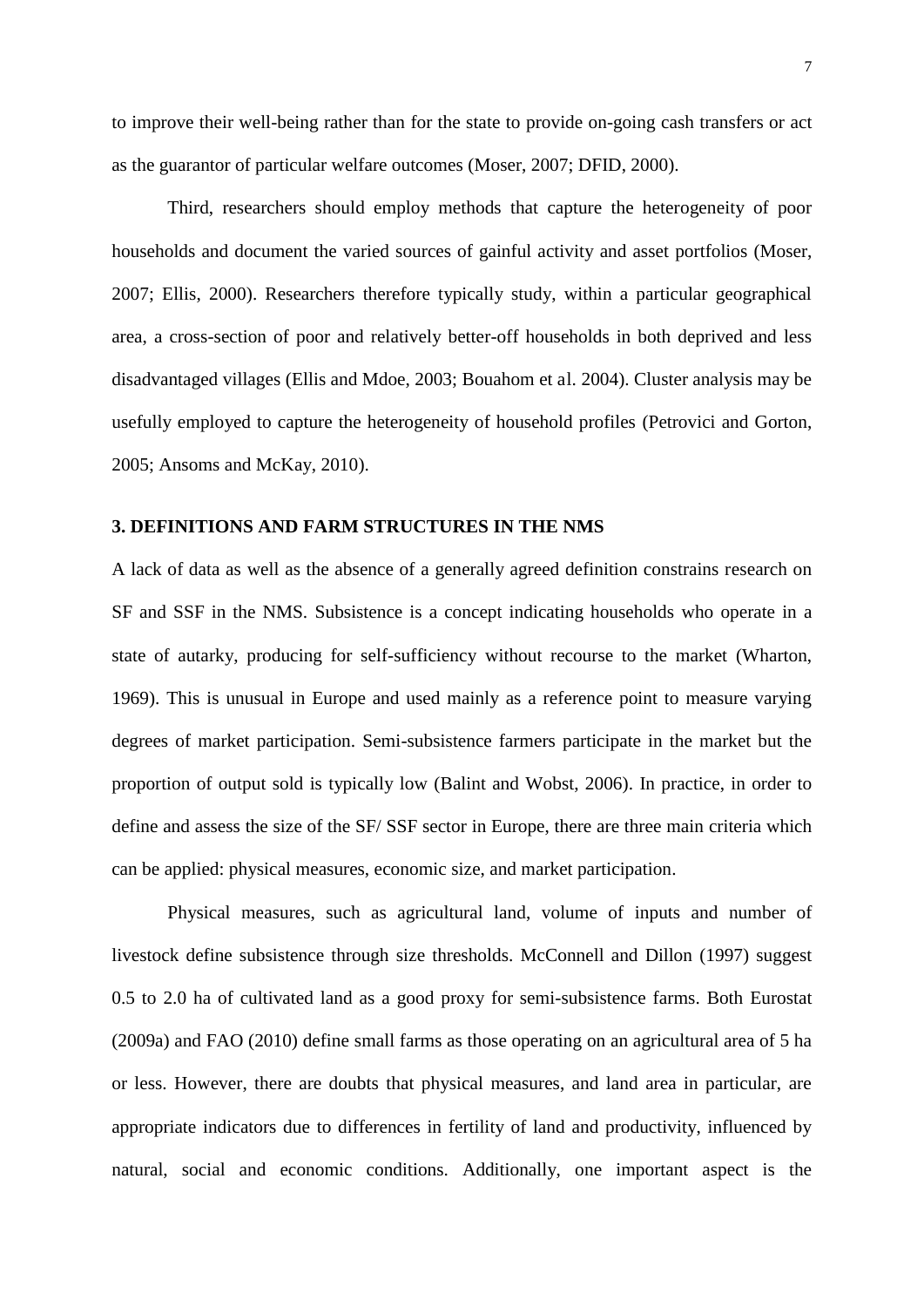to improve their well-being rather than for the state to provide on-going cash transfers or act as the guarantor of particular welfare outcomes (Moser, 2007; DFID, 2000).

Third, researchers should employ methods that capture the heterogeneity of poor households and document the varied sources of gainful activity and asset portfolios (Moser, 2007; Ellis, 2000). Researchers therefore typically study, within a particular geographical area, a cross-section of poor and relatively better-off households in both deprived and less disadvantaged villages (Ellis and Mdoe, 2003; Bouahom et al. 2004). Cluster analysis may be usefully employed to capture the heterogeneity of household profiles (Petrovici and Gorton, 2005; Ansoms and McKay, 2010).

## 3. DEFINITIONS AND FARM STRUCTURES IN THE NMS

A lack of data as well as the absence of a generally agreed definition constrains research on SF and SSF in the NMS. Subsistence is a concept indicating households who operate in a state of autarky, producing for self-sufficiency without recourse to the market (Wharton, 1969). This is unusual in Europe and used mainly as a reference point to measure varying degrees of market participation. Semi-subsistence farmers participate in the market but the proportion of output sold is typically low (Balint and Wobst, 2006). In practice, in order to define and assess the size of the SF/ SSF sector in Europe, there are three main criteria which can be applied: physical measures, economic size, and market participation.

Physical measures, such as agricultural land, volume of inputs and number of livestock define subsistence through size thresholds. McConnell and Dillon (1997) suggest 0.5 to 2.0 ha of cultivated land as a good proxy for semi-subsistence farms. Both Eurostat (2009a) and FAO (2010) define small farms as those operating on an agricultural area of 5 ha or less. However, there are doubts that physical measures, and land area in particular, are appropriate indicators due to differences in fertility of land and productivity, influenced by natural, social and economic conditions. Additionally, one important aspect is the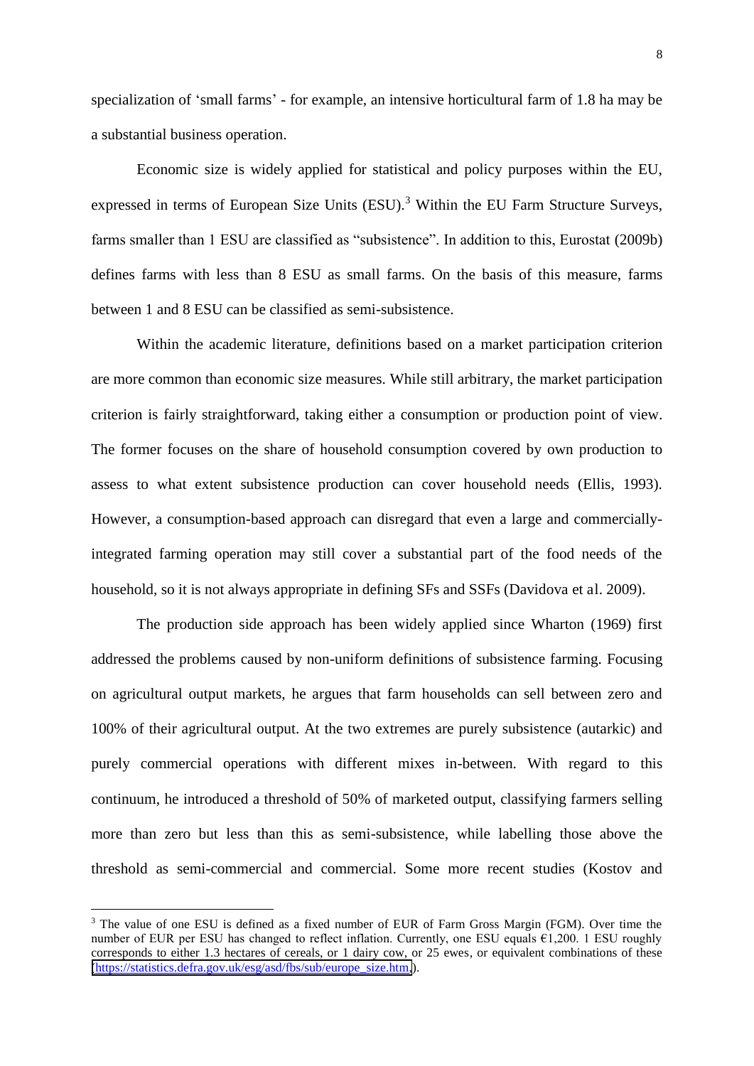specialization of 'small farms' - for example, an intensive horticultural farm of 1.8 ha may be a substantial business operation.

Economic size is widely applied for statistical and policy purposes within the EU, expressed in terms of European Size Units (ESU).[3] Within the EU Farm Structure Surveys, farms smaller than 1 ESU are classified as "subsistence". In addition to this, Eurostat (2009b) defines farms with less than 8 ESU as small farms. On the basis of this measure, farms between 1 and 8 ESU can be classified as semi-subsistence.

Within the academic literature, definitions based on a market participation criterion are more common than economic size measures. While still arbitrary, the market participation criterion is fairly straightforward, taking either a consumption or production point of view. The former focuses on the share of household consumption covered by own production to assess to what extent subsistence production can cover household needs (Ellis, 1993). However, a consumption-based approach can disregard that even a large and commercially-integrated farming operation may still cover a substantial part of the food needs of the household, so it is not always appropriate in defining SFs and SSFs (Davidova et al. 2009).

The production side approach has been widely applied since Wharton (1969) first addressed the problems caused by non-uniform definitions of subsistence farming. Focusing on agricultural output markets, he argues that farm households can sell between zero and 100% of their agricultural output. At the two extremes are purely subsistence (autarkic) and purely commercial operations with different mixes in-between. With regard to this continuum, he introduced a threshold of 50% of marketed output, classifying farmers selling more than zero but less than this as semi-subsistence, while labelling those above the threshold as semi-commercial and commercial. Some more recent studies (Kostov and

[3] The value of one ESU is defined as a fixed number of EUR of Farm Gross Margin (FGM). Over time the number of EUR per ESU has changed to reflect inflation. Currently, one ESU equals €1,200. 1 ESU roughly corresponds to either 1.3 hectares of cereals, or 1 dairy cow, or 25 ewes, or equivalent combinations of these (https://statistics.defra.gov.uk/esg/asd/fbs/sub/europe_size.htm).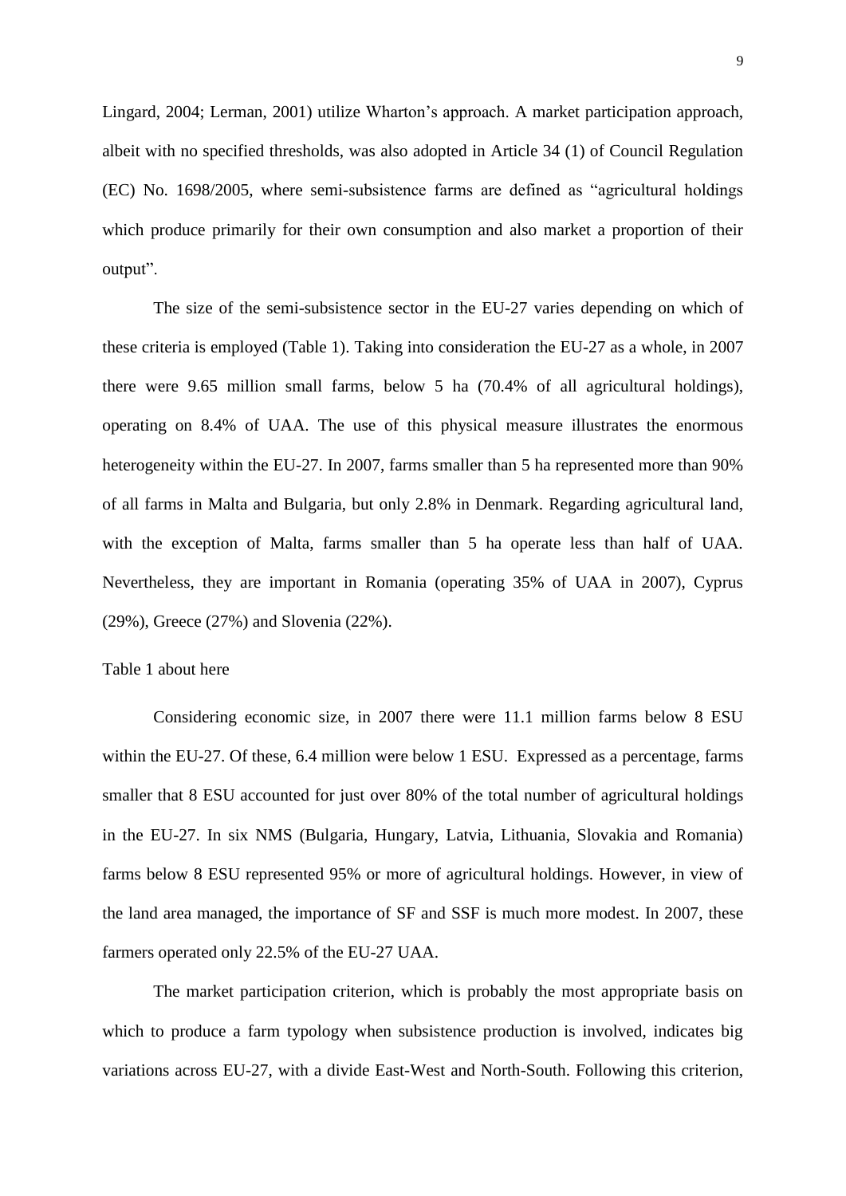Lingard, 2004; Lerman, 2001) utilize Wharton's approach. A market participation approach, albeit with no specified thresholds, was also adopted in Article 34 (1) of Council Regulation (EC) No. 1698/2005, where semi-subsistence farms are defined as "agricultural holdings which produce primarily for their own consumption and also market a proportion of their output".

The size of the semi-subsistence sector in the EU-27 varies depending on which of these criteria is employed (Table 1). Taking into consideration the EU-27 as a whole, in 2007 there were 9.65 million small farms, below 5 ha (70.4% of all agricultural holdings), operating on 8.4% of UAA. The use of this physical measure illustrates the enormous heterogeneity within the EU-27. In 2007, farms smaller than 5 ha represented more than 90% of all farms in Malta and Bulgaria, but only 2.8% in Denmark. Regarding agricultural land, with the exception of Malta, farms smaller than 5 ha operate less than half of UAA. Nevertheless, they are important in Romania (operating 35% of UAA in 2007), Cyprus (29%), Greece (27%) and Slovenia (22%).

Table 1 about here

Considering economic size, in 2007 there were 11.1 million farms below 8 ESU within the EU-27. Of these, 6.4 million were below 1 ESU. Expressed as a percentage, farms smaller that 8 ESU accounted for just over 80% of the total number of agricultural holdings in the EU-27. In six NMS (Bulgaria, Hungary, Latvia, Lithuania, Slovakia and Romania) farms below 8 ESU represented 95% or more of agricultural holdings. However, in view of the land area managed, the importance of SF and SSF is much more modest. In 2007, these farmers operated only 22.5% of the EU-27 UAA.

The market participation criterion, which is probably the most appropriate basis on which to produce a farm typology when subsistence production is involved, indicates big variations across EU-27, with a divide East-West and North-South. Following this criterion,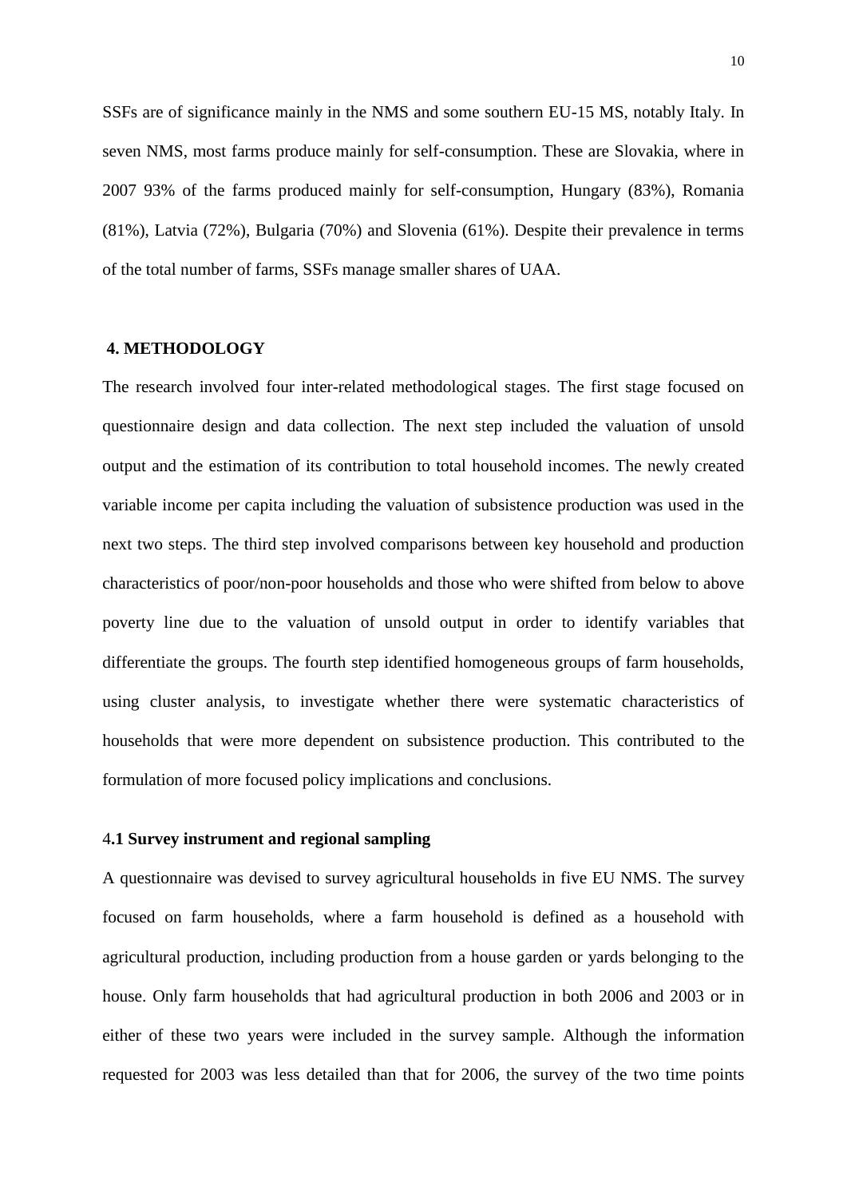SSFs are of significance mainly in the NMS and some southern EU-15 MS, notably Italy. In seven NMS, most farms produce mainly for self-consumption. These are Slovakia, where in 2007 93% of the farms produced mainly for self-consumption, Hungary (83%), Romania (81%), Latvia (72%), Bulgaria (70%) and Slovenia (61%). Despite their prevalence in terms of the total number of farms, SSFs manage smaller shares of UAA.

## 4. METHODOLOGY

The research involved four inter-related methodological stages. The first stage focused on questionnaire design and data collection. The next step included the valuation of unsold output and the estimation of its contribution to total household incomes. The newly created variable income per capita including the valuation of subsistence production was used in the next two steps. The third step involved comparisons between key household and production characteristics of poor/non-poor households and those who were shifted from below to above poverty line due to the valuation of unsold output in order to identify variables that differentiate the groups. The fourth step identified homogeneous groups of farm households, using cluster analysis, to investigate whether there were systematic characteristics of households that were more dependent on subsistence production. This contributed to the formulation of more focused policy implications and conclusions.

### 4.1 Survey instrument and regional sampling

A questionnaire was devised to survey agricultural households in five EU NMS. The survey focused on farm households, where a farm household is defined as a household with agricultural production, including production from a house garden or yards belonging to the house. Only farm households that had agricultural production in both 2006 and 2003 or in either of these two years were included in the survey sample. Although the information requested for 2003 was less detailed than that for 2006, the survey of the two time points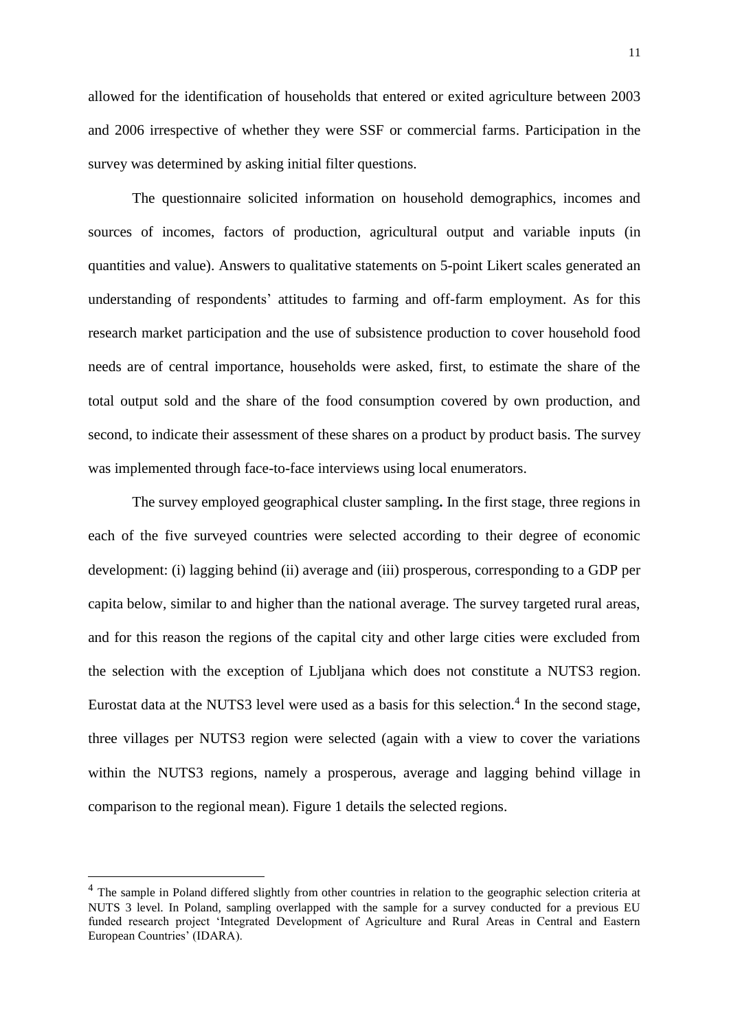allowed for the identification of households that entered or exited agriculture between 2003 and 2006 irrespective of whether they were SSF or commercial farms. Participation in the survey was determined by asking initial filter questions.

The questionnaire solicited information on household demographics, incomes and sources of incomes, factors of production, agricultural output and variable inputs (in quantities and value). Answers to qualitative statements on 5-point Likert scales generated an understanding of respondents' attitudes to farming and off-farm employment. As for this research market participation and the use of subsistence production to cover household food needs are of central importance, households were asked, first, to estimate the share of the total output sold and the share of the food consumption covered by own production, and second, to indicate their assessment of these shares on a product by product basis. The survey was implemented through face-to-face interviews using local enumerators.

The survey employed geographical cluster sampling**.** In the first stage, three regions in each of the five surveyed countries were selected according to their degree of economic development: (i) lagging behind (ii) average and (iii) prosperous, corresponding to a GDP per capita below, similar to and higher than the national average. The survey targeted rural areas, and for this reason the regions of the capital city and other large cities were excluded from the selection with the exception of Ljubljana which does not constitute a NUTS3 region. Eurostat data at the NUTS3 level were used as a basis for this selection.[4] In the second stage, three villages per NUTS3 region were selected (again with a view to cover the variations within the NUTS3 regions, namely a prosperous, average and lagging behind village in comparison to the regional mean). Figure 1 details the selected regions.

---

[4] The sample in Poland differed slightly from other countries in relation to the geographic selection criteria at NUTS 3 level. In Poland, sampling overlapped with the sample for a survey conducted for a previous EU funded research project 'Integrated Development of Agriculture and Rural Areas in Central and Eastern European Countries' (IDARA).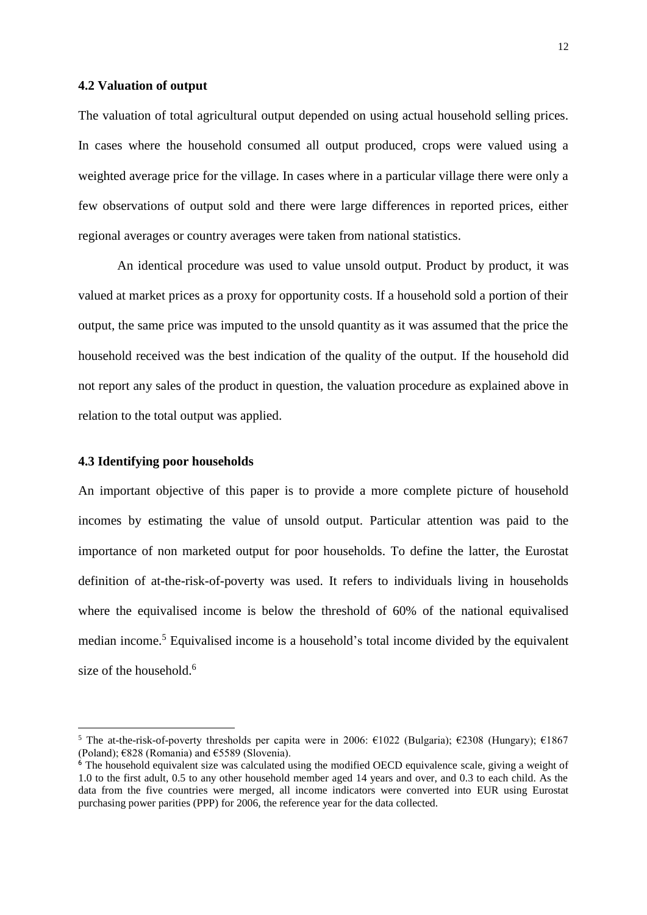### 4.2 Valuation of output

The valuation of total agricultural output depended on using actual household selling prices. In cases where the household consumed all output produced, crops were valued using a weighted average price for the village. In cases where in a particular village there were only a few observations of output sold and there were large differences in reported prices, either regional averages or country averages were taken from national statistics.

An identical procedure was used to value unsold output. Product by product, it was valued at market prices as a proxy for opportunity costs. If a household sold a portion of their output, the same price was imputed to the unsold quantity as it was assumed that the price the household received was the best indication of the quality of the output. If the household did not report any sales of the product in question, the valuation procedure as explained above in relation to the total output was applied.

### 4.3 Identifying poor households

An important objective of this paper is to provide a more complete picture of household incomes by estimating the value of unsold output. Particular attention was paid to the importance of non marketed output for poor households. To define the latter, the Eurostat definition of at-the-risk-of-poverty was used. It refers to individuals living in households where the equivalised income is below the threshold of 60% of the national equivalised median income.[5] Equivalised income is a household's total income divided by the equivalent size of the household.[6]

---

[5] The at-the-risk-of-poverty thresholds per capita were in 2006: €1022 (Bulgaria); €2308 (Hungary); €1867 (Poland); €828 (Romania) and €5589 (Slovenia).

[6] The household equivalent size was calculated using the modified OECD equivalence scale, giving a weight of 1.0 to the first adult, 0.5 to any other household member aged 14 years and over, and 0.3 to each child. As the data from the five countries were merged, all income indicators were converted into EUR using Eurostat purchasing power parities (PPP) for 2006, the reference year for the data collected.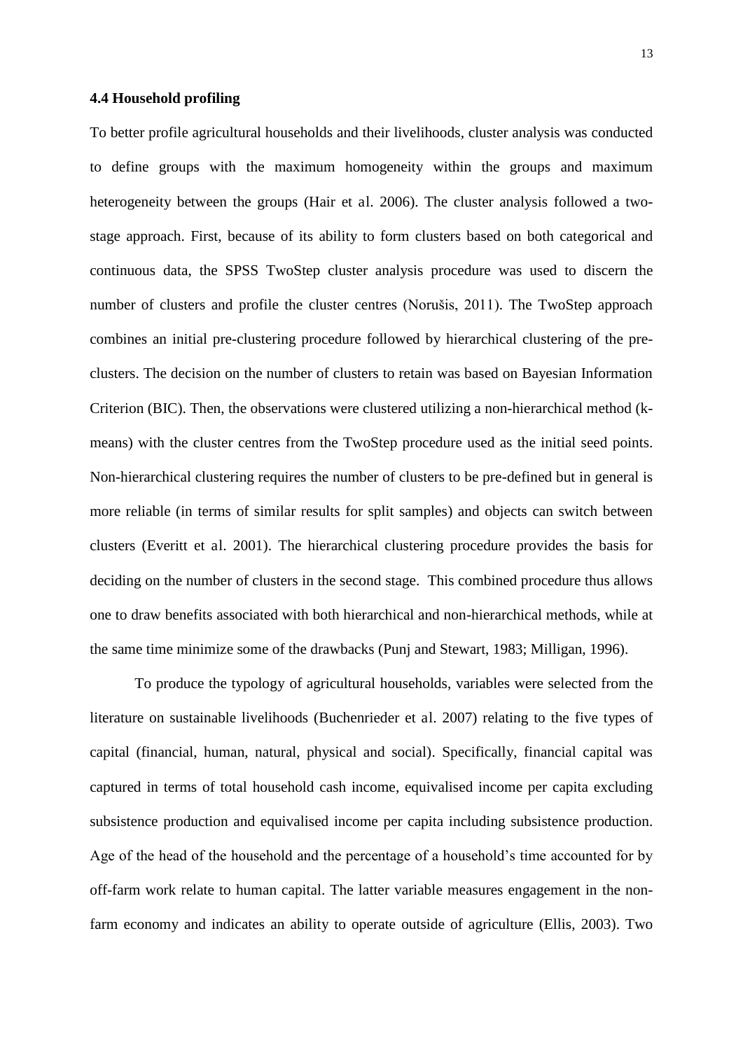**4.4 Household profiling**

To better profile agricultural households and their livelihoods, cluster analysis was conducted to define groups with the maximum homogeneity within the groups and maximum heterogeneity between the groups (Hair et al. 2006). The cluster analysis followed a two-stage approach. First, because of its ability to form clusters based on both categorical and continuous data, the SPSS TwoStep cluster analysis procedure was used to discern the number of clusters and profile the cluster centres (Norušis, 2011). The TwoStep approach combines an initial pre-clustering procedure followed by hierarchical clustering of the pre-clusters. The decision on the number of clusters to retain was based on Bayesian Information Criterion (BIC). Then, the observations were clustered utilizing a non-hierarchical method (k-means) with the cluster centres from the TwoStep procedure used as the initial seed points. Non-hierarchical clustering requires the number of clusters to be pre-defined but in general is more reliable (in terms of similar results for split samples) and objects can switch between clusters (Everitt et al. 2001). The hierarchical clustering procedure provides the basis for deciding on the number of clusters in the second stage. This combined procedure thus allows one to draw benefits associated with both hierarchical and non-hierarchical methods, while at the same time minimize some of the drawbacks (Punj and Stewart, 1983; Milligan, 1996).

To produce the typology of agricultural households, variables were selected from the literature on sustainable livelihoods (Buchenrieder et al. 2007) relating to the five types of capital (financial, human, natural, physical and social). Specifically, financial capital was captured in terms of total household cash income, equivalised income per capita excluding subsistence production and equivalised income per capita including subsistence production. Age of the head of the household and the percentage of a household's time accounted for by off-farm work relate to human capital. The latter variable measures engagement in the non-farm economy and indicates an ability to operate outside of agriculture (Ellis, 2003). Two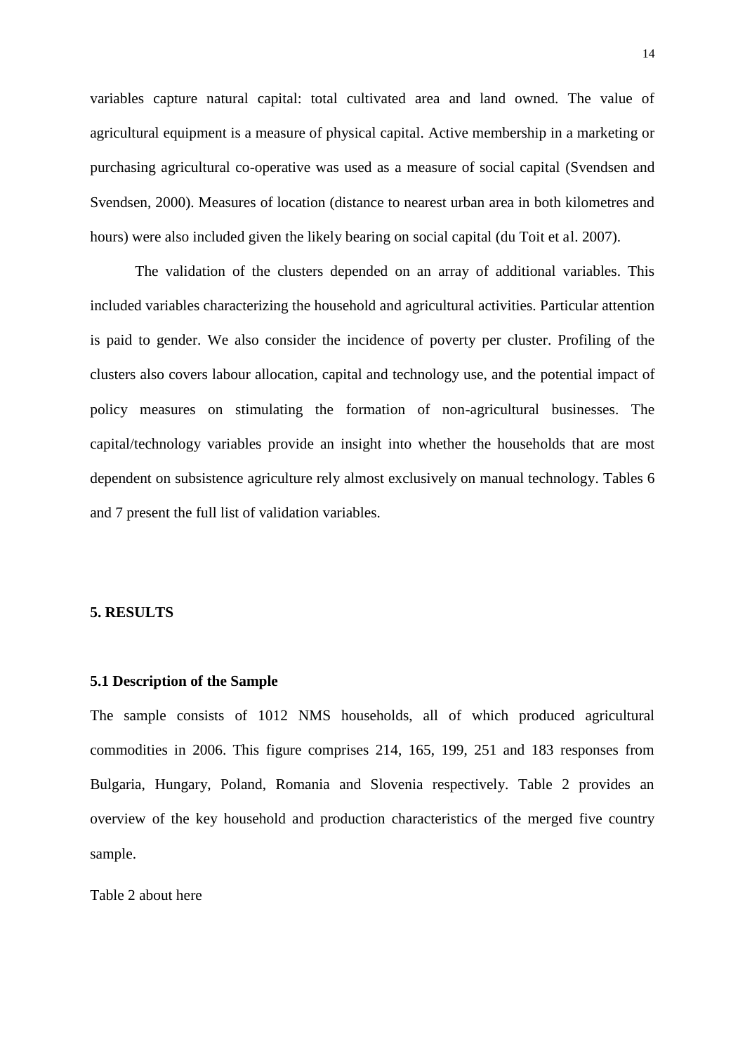variables capture natural capital: total cultivated area and land owned. The value of agricultural equipment is a measure of physical capital. Active membership in a marketing or purchasing agricultural co-operative was used as a measure of social capital (Svendsen and Svendsen, 2000). Measures of location (distance to nearest urban area in both kilometres and hours) were also included given the likely bearing on social capital (du Toit et al. 2007).

The validation of the clusters depended on an array of additional variables. This included variables characterizing the household and agricultural activities. Particular attention is paid to gender. We also consider the incidence of poverty per cluster. Profiling of the clusters also covers labour allocation, capital and technology use, and the potential impact of policy measures on stimulating the formation of non-agricultural businesses. The capital/technology variables provide an insight into whether the households that are most dependent on subsistence agriculture rely almost exclusively on manual technology. Tables 6 and 7 present the full list of validation variables.

## 5. RESULTS

### 5.1 Description of the Sample

The sample consists of 1012 NMS households, all of which produced agricultural commodities in 2006. This figure comprises 214, 165, 199, 251 and 183 responses from Bulgaria, Hungary, Poland, Romania and Slovenia respectively. Table 2 provides an overview of the key household and production characteristics of the merged five country sample.

Table 2 about here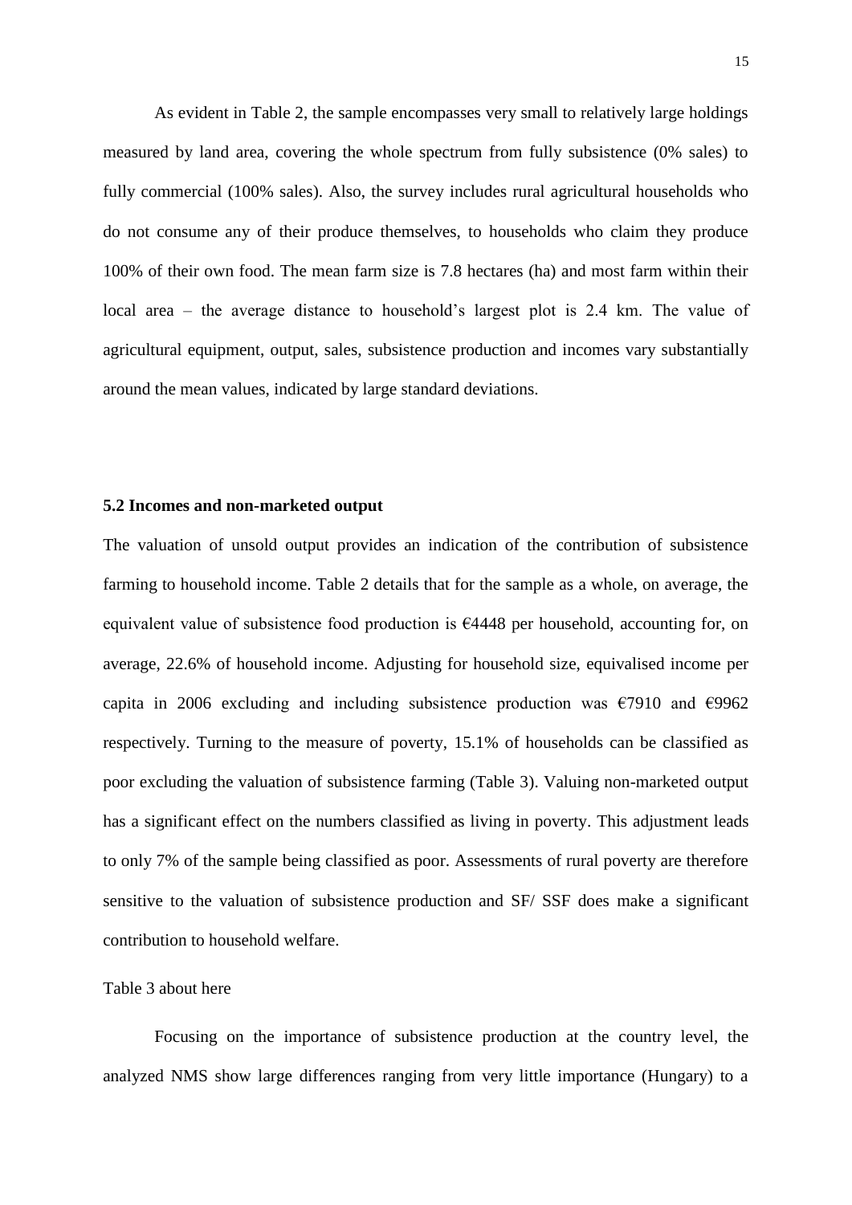As evident in Table 2, the sample encompasses very small to relatively large holdings measured by land area, covering the whole spectrum from fully subsistence (0% sales) to fully commercial (100% sales). Also, the survey includes rural agricultural households who do not consume any of their produce themselves, to households who claim they produce 100% of their own food. The mean farm size is 7.8 hectares (ha) and most farm within their local area – the average distance to household's largest plot is 2.4 km. The value of agricultural equipment, output, sales, subsistence production and incomes vary substantially around the mean values, indicated by large standard deviations.

### 5.2 Incomes and non-marketed output

The valuation of unsold output provides an indication of the contribution of subsistence farming to household income. Table 2 details that for the sample as a whole, on average, the equivalent value of subsistence food production is €4448 per household, accounting for, on average, 22.6% of household income. Adjusting for household size, equivalised income per capita in 2006 excluding and including subsistence production was €7910 and €9962 respectively. Turning to the measure of poverty, 15.1% of households can be classified as poor excluding the valuation of subsistence farming (Table 3). Valuing non-marketed output has a significant effect on the numbers classified as living in poverty. This adjustment leads to only 7% of the sample being classified as poor. Assessments of rural poverty are therefore sensitive to the valuation of subsistence production and SF/ SSF does make a significant contribution to household welfare.

Table 3 about here

Focusing on the importance of subsistence production at the country level, the analyzed NMS show large differences ranging from very little importance (Hungary) to a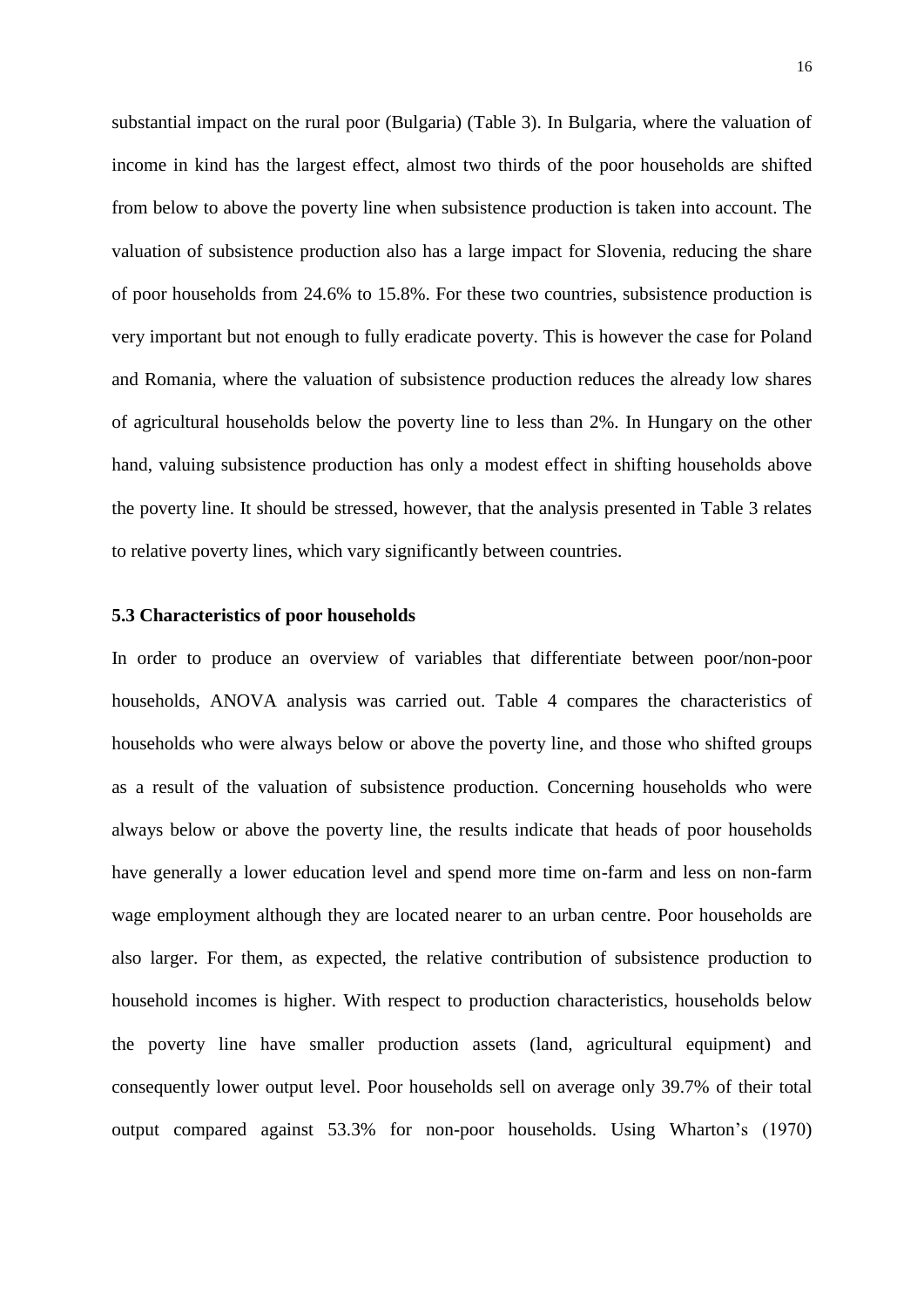substantial impact on the rural poor (Bulgaria) (Table 3). In Bulgaria, where the valuation of income in kind has the largest effect, almost two thirds of the poor households are shifted from below to above the poverty line when subsistence production is taken into account. The valuation of subsistence production also has a large impact for Slovenia, reducing the share of poor households from 24.6% to 15.8%. For these two countries, subsistence production is very important but not enough to fully eradicate poverty. This is however the case for Poland and Romania, where the valuation of subsistence production reduces the already low shares of agricultural households below the poverty line to less than 2%. In Hungary on the other hand, valuing subsistence production has only a modest effect in shifting households above the poverty line. It should be stressed, however, that the analysis presented in Table 3 relates to relative poverty lines, which vary significantly between countries.

### 5.3 Characteristics of poor households

In order to produce an overview of variables that differentiate between poor/non-poor households, ANOVA analysis was carried out. Table 4 compares the characteristics of households who were always below or above the poverty line, and those who shifted groups as a result of the valuation of subsistence production. Concerning households who were always below or above the poverty line, the results indicate that heads of poor households have generally a lower education level and spend more time on-farm and less on non-farm wage employment although they are located nearer to an urban centre. Poor households are also larger. For them, as expected, the relative contribution of subsistence production to household incomes is higher. With respect to production characteristics, households below the poverty line have smaller production assets (land, agricultural equipment) and consequently lower output level. Poor households sell on average only 39.7% of their total output compared against 53.3% for non-poor households. Using Wharton's (1970)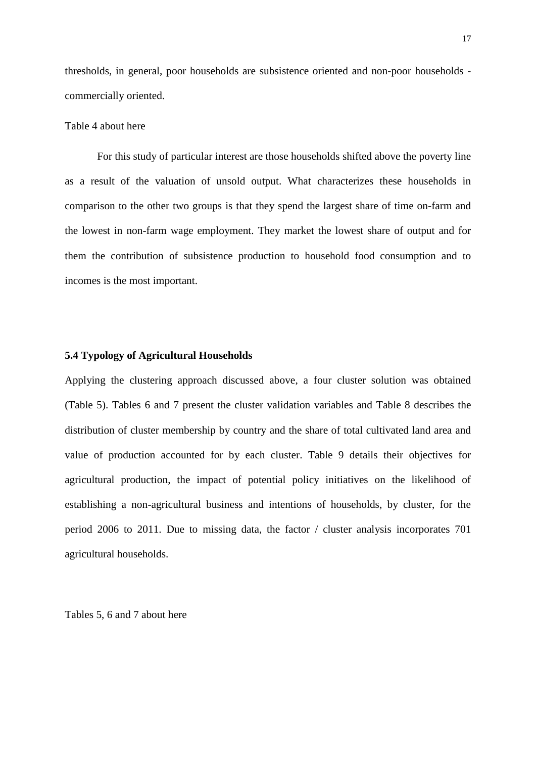thresholds, in general, poor households are subsistence oriented and non-poor households - commercially oriented.

Table 4 about here

For this study of particular interest are those households shifted above the poverty line as a result of the valuation of unsold output. What characterizes these households in comparison to the other two groups is that they spend the largest share of time on-farm and the lowest in non-farm wage employment. They market the lowest share of output and for them the contribution of subsistence production to household food consumption and to incomes is the most important.

### 5.4 Typology of Agricultural Households

Applying the clustering approach discussed above, a four cluster solution was obtained (Table 5). Tables 6 and 7 present the cluster validation variables and Table 8 describes the distribution of cluster membership by country and the share of total cultivated land area and value of production accounted for by each cluster. Table 9 details their objectives for agricultural production, the impact of potential policy initiatives on the likelihood of establishing a non-agricultural business and intentions of households, by cluster, for the period 2006 to 2011. Due to missing data, the factor / cluster analysis incorporates 701 agricultural households.

Tables 5, 6 and 7 about here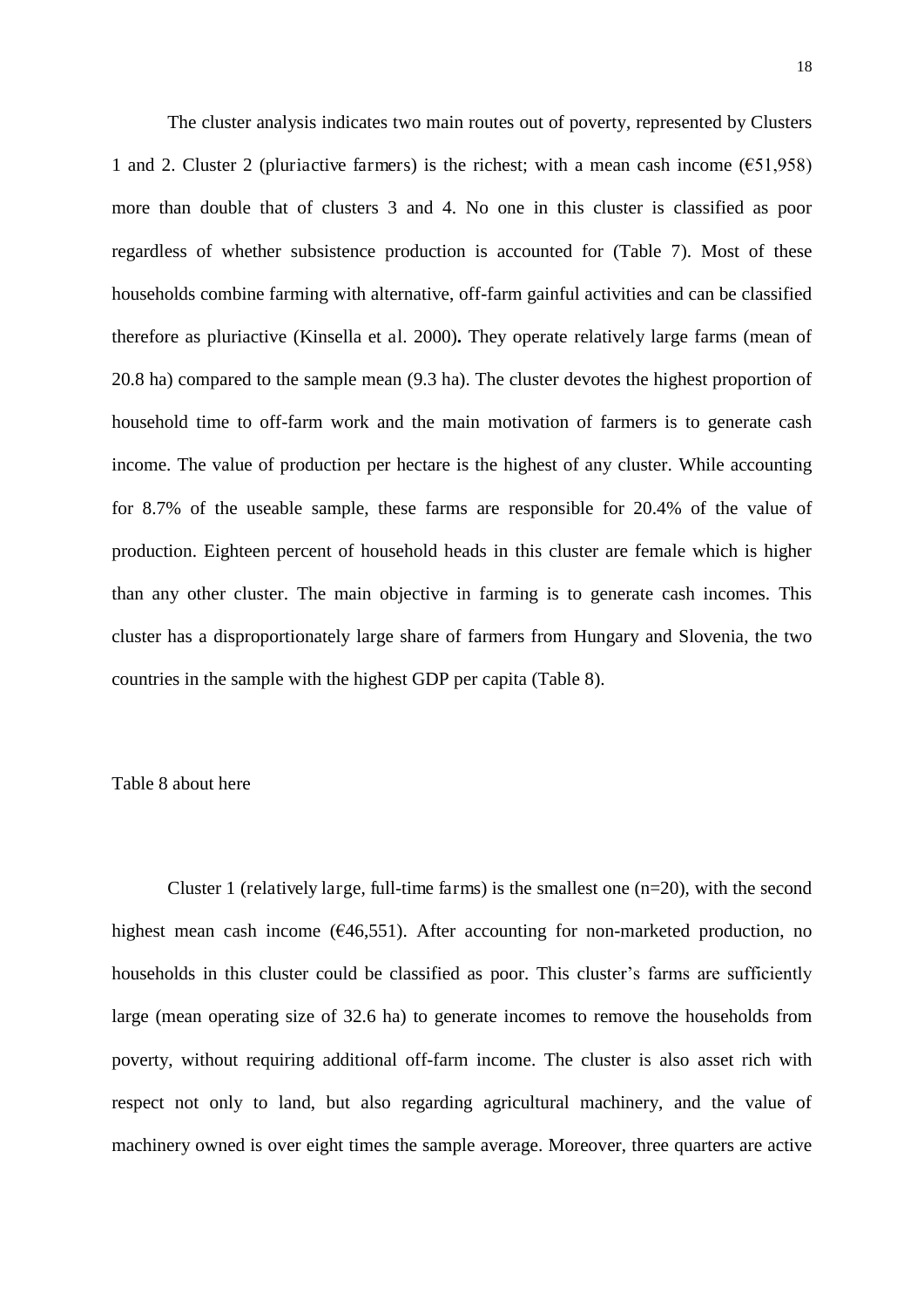The cluster analysis indicates two main routes out of poverty, represented by Clusters 1 and 2. Cluster 2 (pluriactive farmers) is the richest; with a mean cash income (€51,958) more than double that of clusters 3 and 4. No one in this cluster is classified as poor regardless of whether subsistence production is accounted for (Table 7). Most of these households combine farming with alternative, off-farm gainful activities and can be classified therefore as pluriactive (Kinsella et al. 2000). They operate relatively large farms (mean of 20.8 ha) compared to the sample mean (9.3 ha). The cluster devotes the highest proportion of household time to off-farm work and the main motivation of farmers is to generate cash income. The value of production per hectare is the highest of any cluster. While accounting for 8.7% of the useable sample, these farms are responsible for 20.4% of the value of production. Eighteen percent of household heads in this cluster are female which is higher than any other cluster. The main objective in farming is to generate cash incomes. This cluster has a disproportionately large share of farmers from Hungary and Slovenia, the two countries in the sample with the highest GDP per capita (Table 8).

Table 8 about here

Cluster 1 (relatively large, full-time farms) is the smallest one (n=20), with the second highest mean cash income (€46,551). After accounting for non-marketed production, no households in this cluster could be classified as poor. This cluster's farms are sufficiently large (mean operating size of 32.6 ha) to generate incomes to remove the households from poverty, without requiring additional off-farm income. The cluster is also asset rich with respect not only to land, but also regarding agricultural machinery, and the value of machinery owned is over eight times the sample average. Moreover, three quarters are active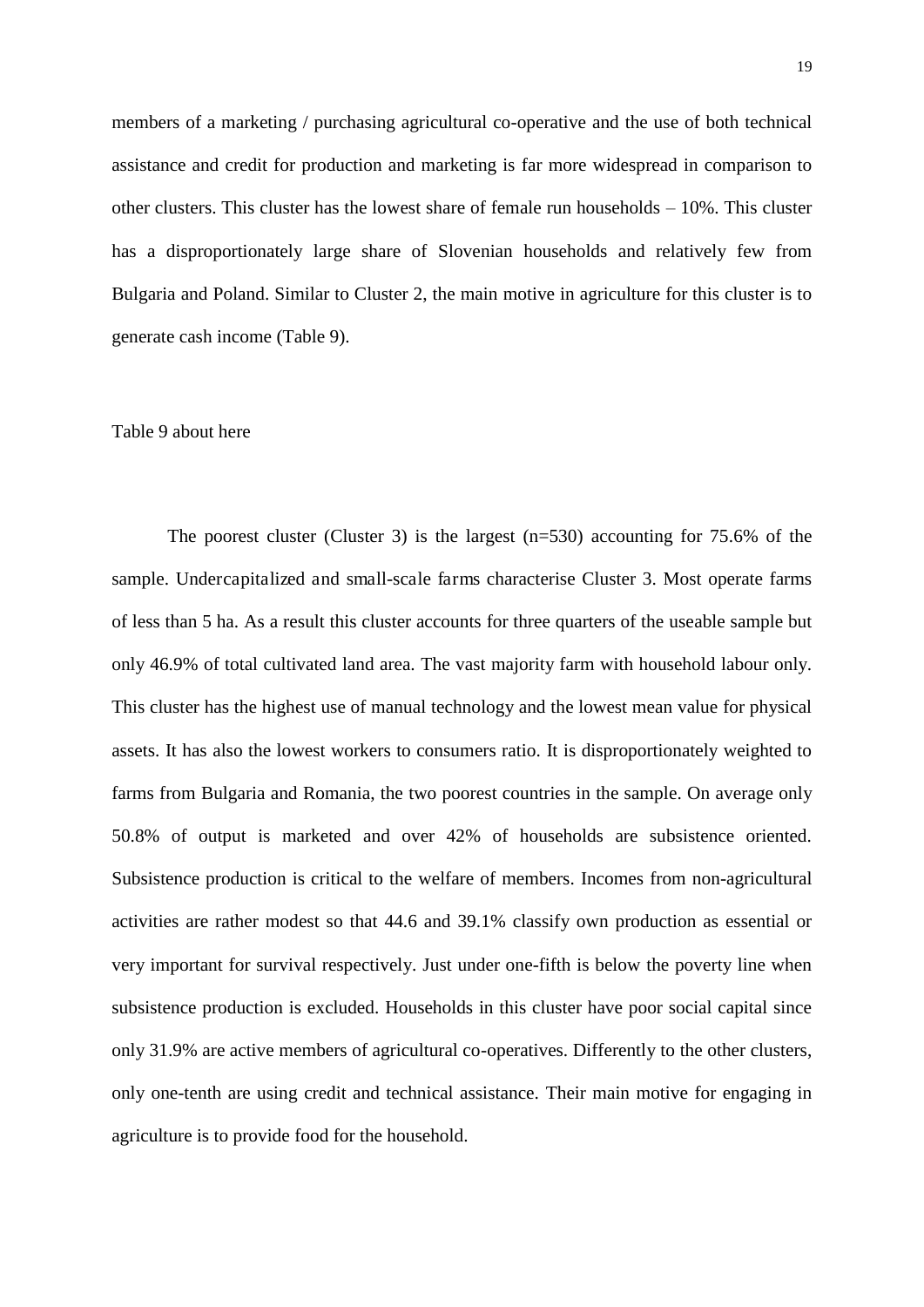members of a marketing / purchasing agricultural co-operative and the use of both technical assistance and credit for production and marketing is far more widespread in comparison to other clusters. This cluster has the lowest share of female run households – 10%. This cluster has a disproportionately large share of Slovenian households and relatively few from Bulgaria and Poland. Similar to Cluster 2, the main motive in agriculture for this cluster is to generate cash income (Table 9).

Table 9 about here

The poorest cluster (Cluster 3) is the largest (n=530) accounting for 75.6% of the sample. Undercapitalized and small-scale farms characterise Cluster 3. Most operate farms of less than 5 ha. As a result this cluster accounts for three quarters of the useable sample but only 46.9% of total cultivated land area. The vast majority farm with household labour only. This cluster has the highest use of manual technology and the lowest mean value for physical assets. It has also the lowest workers to consumers ratio. It is disproportionately weighted to farms from Bulgaria and Romania, the two poorest countries in the sample. On average only 50.8% of output is marketed and over 42% of households are subsistence oriented. Subsistence production is critical to the welfare of members. Incomes from non-agricultural activities are rather modest so that 44.6 and 39.1% classify own production as essential or very important for survival respectively. Just under one-fifth is below the poverty line when subsistence production is excluded. Households in this cluster have poor social capital since only 31.9% are active members of agricultural co-operatives. Differently to the other clusters, only one-tenth are using credit and technical assistance. Their main motive for engaging in agriculture is to provide food for the household.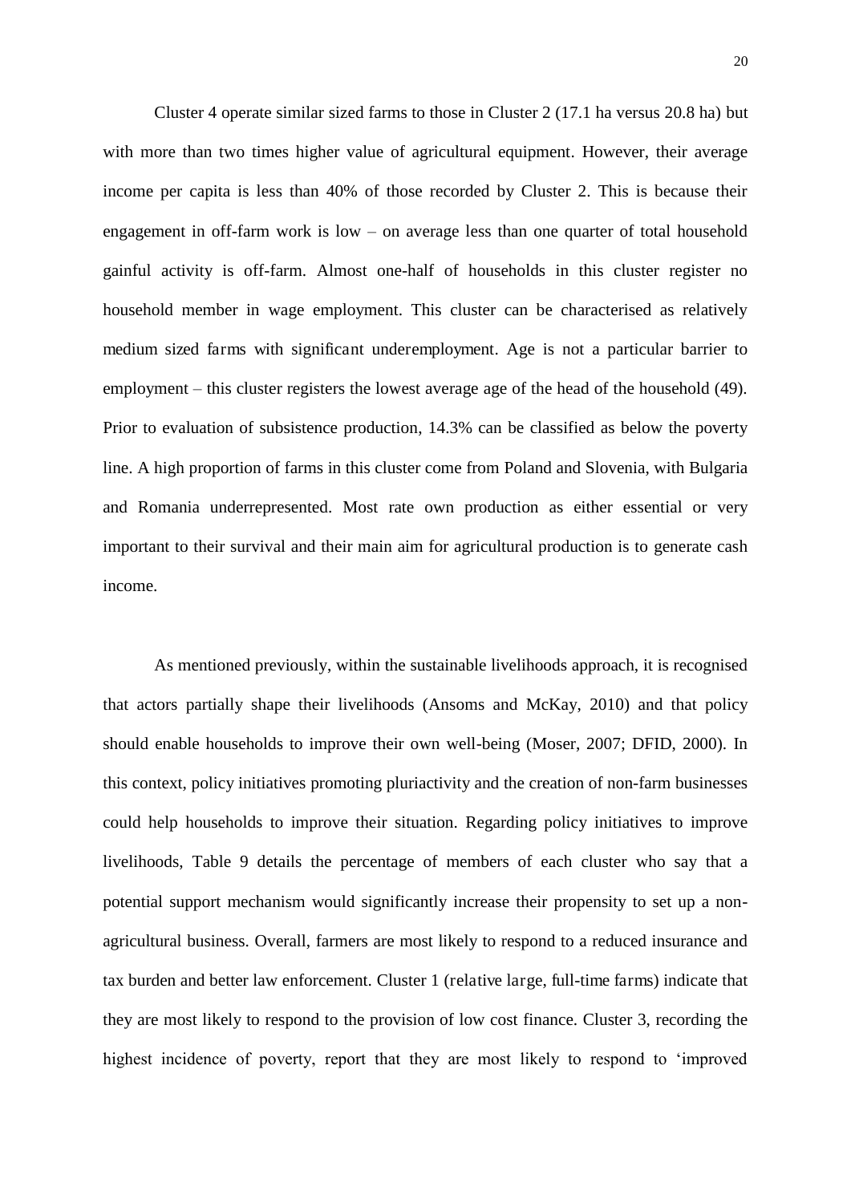Cluster 4 operate similar sized farms to those in Cluster 2 (17.1 ha versus 20.8 ha) but with more than two times higher value of agricultural equipment. However, their average income per capita is less than 40% of those recorded by Cluster 2. This is because their engagement in off-farm work is low – on average less than one quarter of total household gainful activity is off-farm. Almost one-half of households in this cluster register no household member in wage employment. This cluster can be characterised as relatively medium sized farms with significant underemployment. Age is not a particular barrier to employment – this cluster registers the lowest average age of the head of the household (49). Prior to evaluation of subsistence production, 14.3% can be classified as below the poverty line. A high proportion of farms in this cluster come from Poland and Slovenia, with Bulgaria and Romania underrepresented. Most rate own production as either essential or very important to their survival and their main aim for agricultural production is to generate cash income.

As mentioned previously, within the sustainable livelihoods approach, it is recognised that actors partially shape their livelihoods (Ansoms and McKay, 2010) and that policy should enable households to improve their own well-being (Moser, 2007; DFID, 2000). In this context, policy initiatives promoting pluriactivity and the creation of non-farm businesses could help households to improve their situation. Regarding policy initiatives to improve livelihoods, Table 9 details the percentage of members of each cluster who say that a potential support mechanism would significantly increase their propensity to set up a non-agricultural business. Overall, farmers are most likely to respond to a reduced insurance and tax burden and better law enforcement. Cluster 1 (relative large, full-time farms) indicate that they are most likely to respond to the provision of low cost finance. Cluster 3, recording the highest incidence of poverty, report that they are most likely to respond to 'improved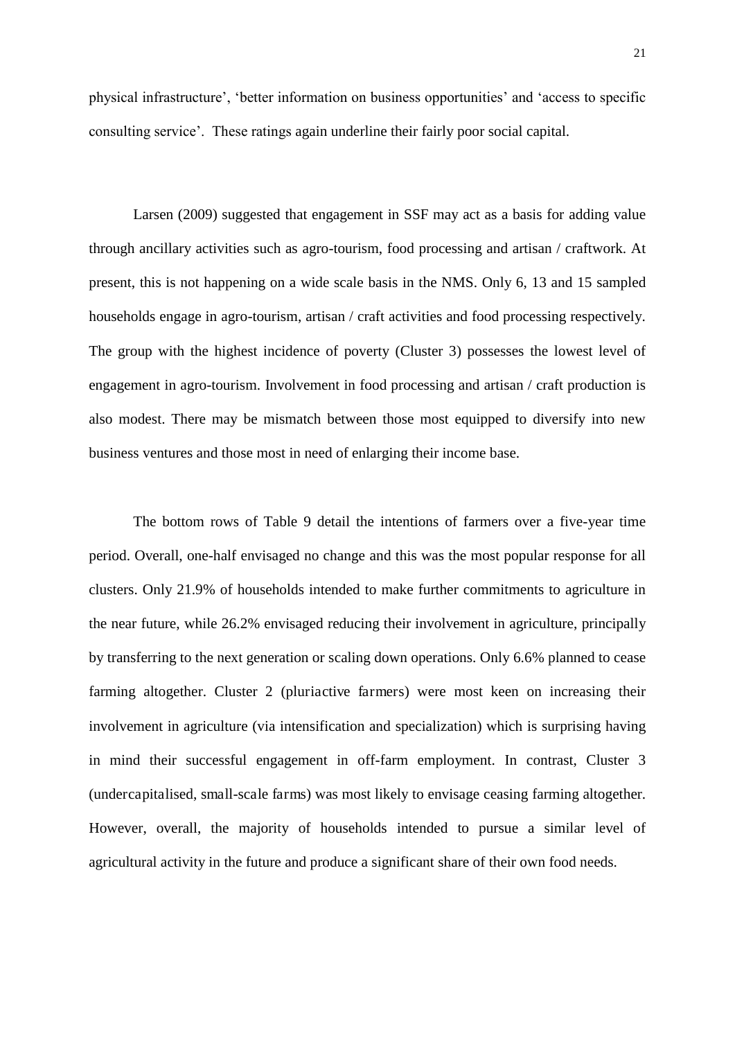physical infrastructure', 'better information on business opportunities' and 'access to specific consulting service'. These ratings again underline their fairly poor social capital.

Larsen (2009) suggested that engagement in SSF may act as a basis for adding value through ancillary activities such as agro-tourism, food processing and artisan / craftwork. At present, this is not happening on a wide scale basis in the NMS. Only 6, 13 and 15 sampled households engage in agro-tourism, artisan / craft activities and food processing respectively. The group with the highest incidence of poverty (Cluster 3) possesses the lowest level of engagement in agro-tourism. Involvement in food processing and artisan / craft production is also modest. There may be mismatch between those most equipped to diversify into new business ventures and those most in need of enlarging their income base.

The bottom rows of Table 9 detail the intentions of farmers over a five-year time period. Overall, one-half envisaged no change and this was the most popular response for all clusters. Only 21.9% of households intended to make further commitments to agriculture in the near future, while 26.2% envisaged reducing their involvement in agriculture, principally by transferring to the next generation or scaling down operations. Only 6.6% planned to cease farming altogether. Cluster 2 (pluriactive farmers) were most keen on increasing their involvement in agriculture (via intensification and specialization) which is surprising having in mind their successful engagement in off-farm employment. In contrast, Cluster 3 (undercapitalised, small-scale farms) was most likely to envisage ceasing farming altogether. However, overall, the majority of households intended to pursue a similar level of agricultural activity in the future and produce a significant share of their own food needs.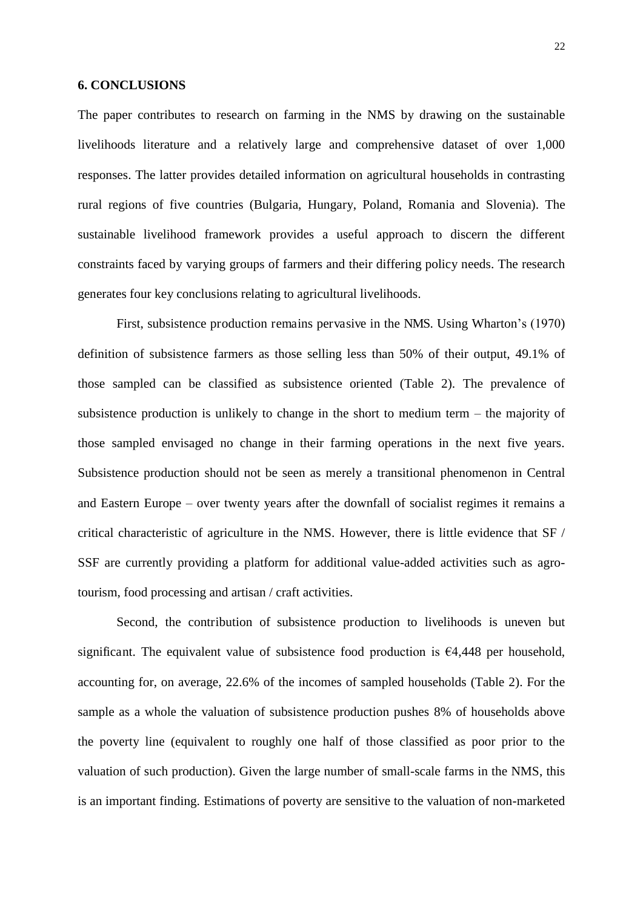## 6. CONCLUSIONS

The paper contributes to research on farming in the NMS by drawing on the sustainable livelihoods literature and a relatively large and comprehensive dataset of over 1,000 responses. The latter provides detailed information on agricultural households in contrasting rural regions of five countries (Bulgaria, Hungary, Poland, Romania and Slovenia). The sustainable livelihood framework provides a useful approach to discern the different constraints faced by varying groups of farmers and their differing policy needs. The research generates four key conclusions relating to agricultural livelihoods.

First, subsistence production remains pervasive in the NMS. Using Wharton's (1970) definition of subsistence farmers as those selling less than 50% of their output, 49.1% of those sampled can be classified as subsistence oriented (Table 2). The prevalence of subsistence production is unlikely to change in the short to medium term – the majority of those sampled envisaged no change in their farming operations in the next five years. Subsistence production should not be seen as merely a transitional phenomenon in Central and Eastern Europe – over twenty years after the downfall of socialist regimes it remains a critical characteristic of agriculture in the NMS. However, there is little evidence that SF / SSF are currently providing a platform for additional value-added activities such as agro-tourism, food processing and artisan / craft activities.

Second, the contribution of subsistence production to livelihoods is uneven but significant. The equivalent value of subsistence food production is €4,448 per household, accounting for, on average, 22.6% of the incomes of sampled households (Table 2). For the sample as a whole the valuation of subsistence production pushes 8% of households above the poverty line (equivalent to roughly one half of those classified as poor prior to the valuation of such production). Given the large number of small-scale farms in the NMS, this is an important finding. Estimations of poverty are sensitive to the valuation of non-marketed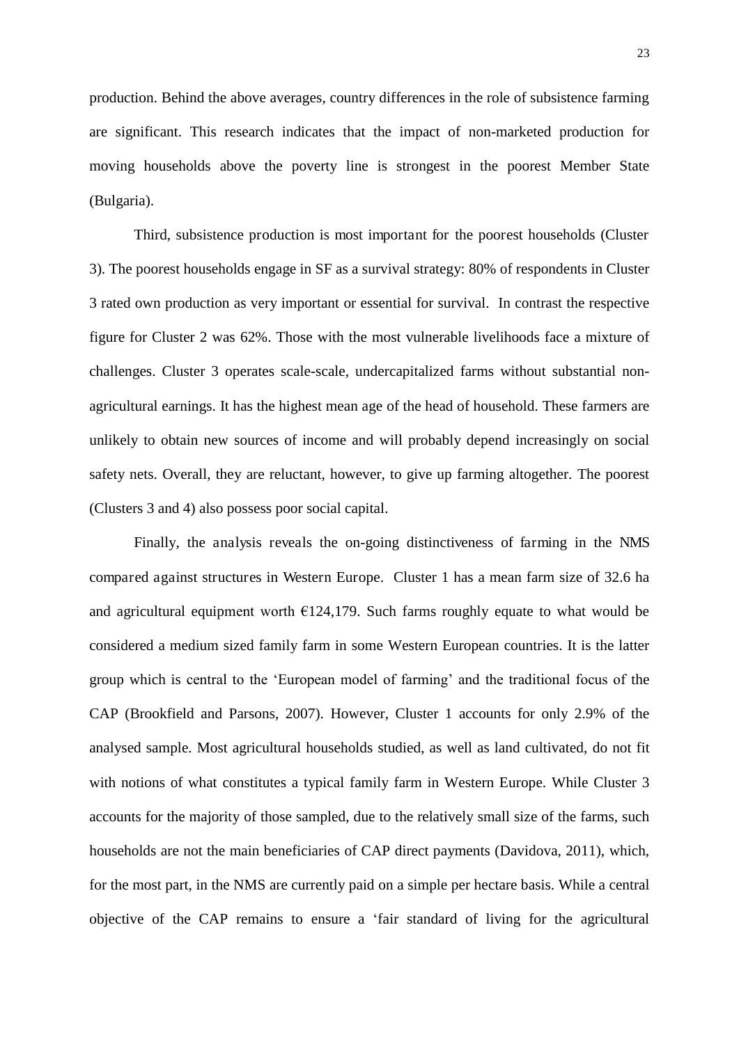production. Behind the above averages, country differences in the role of subsistence farming are significant. This research indicates that the impact of non-marketed production for moving households above the poverty line is strongest in the poorest Member State (Bulgaria).

Third, subsistence production is most important for the poorest households (Cluster 3). The poorest households engage in SF as a survival strategy: 80% of respondents in Cluster 3 rated own production as very important or essential for survival. In contrast the respective figure for Cluster 2 was 62%. Those with the most vulnerable livelihoods face a mixture of challenges. Cluster 3 operates scale-scale, undercapitalized farms without substantial non-agricultural earnings. It has the highest mean age of the head of household. These farmers are unlikely to obtain new sources of income and will probably depend increasingly on social safety nets. Overall, they are reluctant, however, to give up farming altogether. The poorest (Clusters 3 and 4) also possess poor social capital.

Finally, the analysis reveals the on-going distinctiveness of farming in the NMS compared against structures in Western Europe. Cluster 1 has a mean farm size of 32.6 ha and agricultural equipment worth €124,179. Such farms roughly equate to what would be considered a medium sized family farm in some Western European countries. It is the latter group which is central to the 'European model of farming' and the traditional focus of the CAP (Brookfield and Parsons, 2007). However, Cluster 1 accounts for only 2.9% of the analysed sample. Most agricultural households studied, as well as land cultivated, do not fit with notions of what constitutes a typical family farm in Western Europe. While Cluster 3 accounts for the majority of those sampled, due to the relatively small size of the farms, such households are not the main beneficiaries of CAP direct payments (Davidova, 2011), which, for the most part, in the NMS are currently paid on a simple per hectare basis. While a central objective of the CAP remains to ensure a 'fair standard of living for the agricultural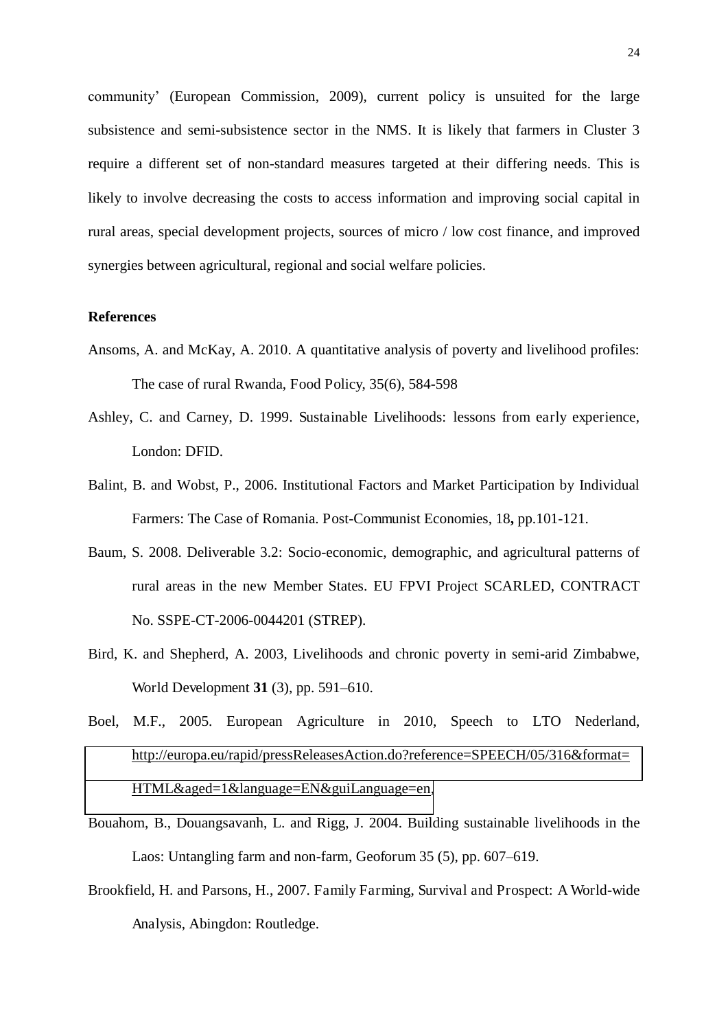community' (European Commission, 2009), current policy is unsuited for the large subsistence and semi-subsistence sector in the NMS. It is likely that farmers in Cluster 3 require a different set of non-standard measures targeted at their differing needs. This is likely to involve decreasing the costs to access information and improving social capital in rural areas, special development projects, sources of micro / low cost finance, and improved synergies between agricultural, regional and social welfare policies.

## References

Ansoms, A. and McKay, A. 2010. A quantitative analysis of poverty and livelihood profiles: The case of rural Rwanda, Food Policy, 35(6), 584-598

Ashley, C. and Carney, D. 1999. Sustainable Livelihoods: lessons from early experience, London: DFID.

Balint, B. and Wobst, P., 2006. Institutional Factors and Market Participation by Individual Farmers: The Case of Romania. Post-Communist Economies, 18**,** pp.101-121.

Baum, S. 2008. Deliverable 3.2: Socio-economic, demographic, and agricultural patterns of rural areas in the new Member States. EU FPVI Project SCARLED, CONTRACT No. SSPE-CT-2006-0044201 (STREP).

Bird, K. and Shepherd, A. 2003, Livelihoods and chronic poverty in semi-arid Zimbabwe, World Development **31** (3), pp. 591–610.

Boel, M.F., 2005. European Agriculture in 2010, Speech to LTO Nederland, http://europa.eu/rapid/pressReleasesAction.do?reference=SPEECH/05/316&format=HTML&aged=1&language=EN&guiLanguage=en.

Bouahom, B., Douangsavanh, L. and Rigg, J. 2004. Building sustainable livelihoods in the Laos: Untangling farm and non-farm, Geoforum 35 (5), pp. 607–619.

Brookfield, H. and Parsons, H., 2007. Family Farming, Survival and Prospect: A World-wide Analysis, Abingdon: Routledge.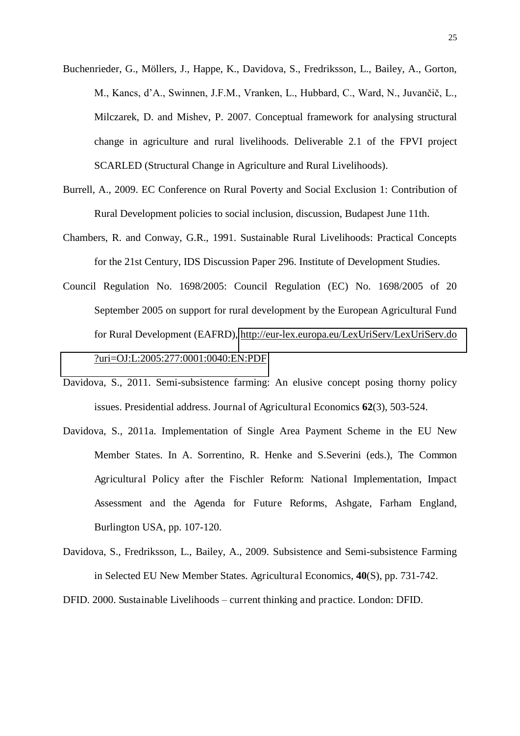Buchenrieder, G., Möllers, J., Happe, K., Davidova, S., Fredriksson, L., Bailey, A., Gorton, M., Kancs, d'A., Swinnen, J.F.M., Vranken, L., Hubbard, C., Ward, N., Juvančič, L., Milczarek, D. and Mishev, P. 2007. Conceptual framework for analysing structural change in agriculture and rural livelihoods. Deliverable 2.1 of the FPVI project SCARLED (Structural Change in Agriculture and Rural Livelihoods).

Burrell, A., 2009. EC Conference on Rural Poverty and Social Exclusion 1: Contribution of Rural Development policies to social inclusion, discussion, Budapest June 11th.

Chambers, R. and Conway, G.R., 1991. Sustainable Rural Livelihoods: Practical Concepts for the 21st Century, IDS Discussion Paper 296. Institute of Development Studies.

Council Regulation No. 1698/2005: Council Regulation (EC) No. 1698/2005 of 20 September 2005 on support for rural development by the European Agricultural Fund for Rural Development (EAFRD), http://eur-lex.europa.eu/LexUriServ/LexUriServ.do?uri=OJ:L:2005:277:0001:0040:EN:PDF

Davidova, S., 2011. Semi-subsistence farming: An elusive concept posing thorny policy issues. Presidential address. Journal of Agricultural Economics **62**(3), 503-524.

Davidova, S., 2011a. Implementation of Single Area Payment Scheme in the EU New Member States. In A. Sorrentino, R. Henke and S.Severini (eds.), The Common Agricultural Policy after the Fischler Reform: National Implementation, Impact Assessment and the Agenda for Future Reforms, Ashgate, Farham England, Burlington USA, pp. 107-120.

Davidova, S., Fredriksson, L., Bailey, A., 2009. Subsistence and Semi-subsistence Farming in Selected EU New Member States. Agricultural Economics, **40**(S), pp. 731-742.

DFID. 2000. Sustainable Livelihoods – current thinking and practice. London: DFID.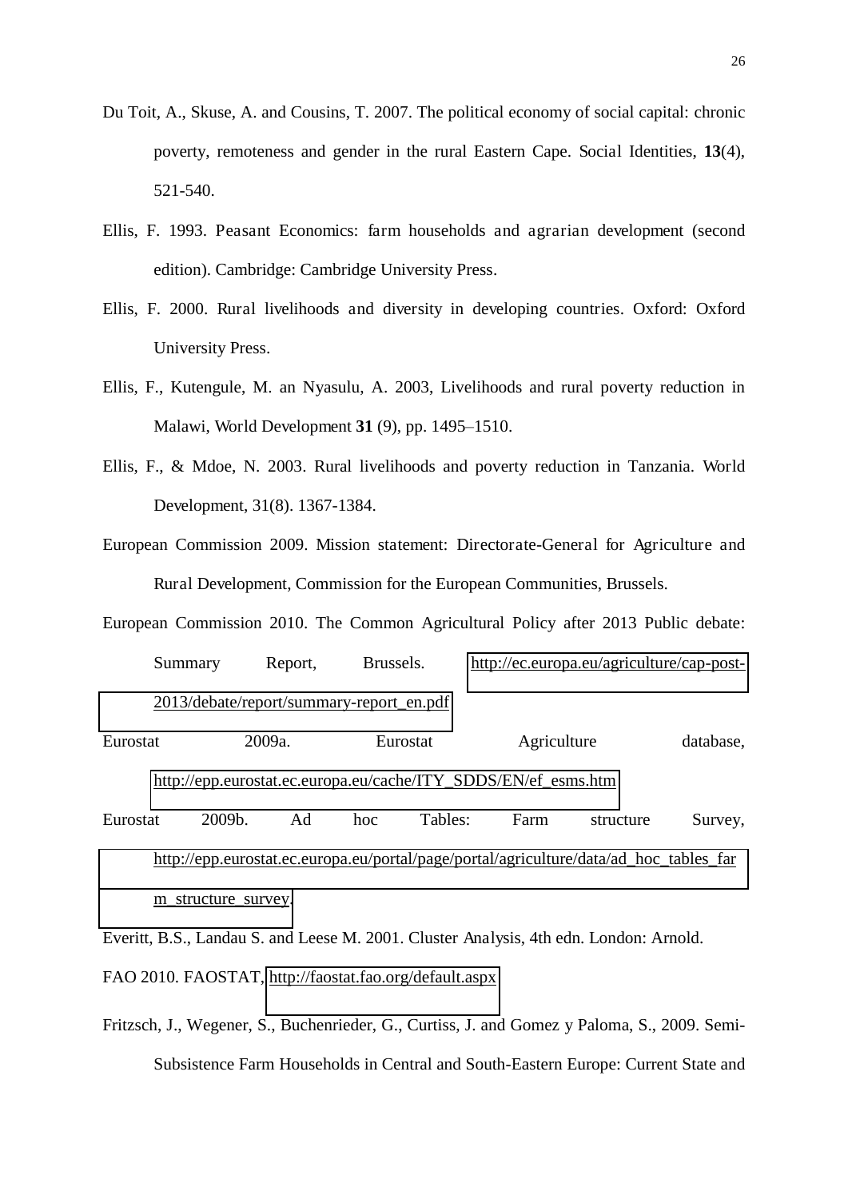Du Toit, A., Skuse, A. and Cousins, T. 2007. The political economy of social capital: chronic poverty, remoteness and gender in the rural Eastern Cape. Social Identities, **13**(4), 521-540.

Ellis, F. 1993. Peasant Economics: farm households and agrarian development (second edition). Cambridge: Cambridge University Press.

Ellis, F. 2000. Rural livelihoods and diversity in developing countries. Oxford: Oxford University Press.

Ellis, F., Kutengule, M. an Nyasulu, A. 2003, Livelihoods and rural poverty reduction in Malawi, World Development **31** (9), pp. 1495–1510.

Ellis, F., & Mdoe, N. 2003. Rural livelihoods and poverty reduction in Tanzania. World Development, 31(8). 1367-1384.

European Commission 2009. Mission statement: Directorate-General for Agriculture and Rural Development, Commission for the European Communities, Brussels.

European Commission 2010. The Common Agricultural Policy after 2013 Public debate: Summary Report, Brussels. http://ec.europa.eu/agriculture/cap-post-2013/debate/report/summary-report_en.pdf

Eurostat 2009a. Eurostat Agriculture database, http://epp.eurostat.ec.europa.eu/cache/ITY_SDDS/EN/ef_esms.htm

Eurostat 2009b. Ad hoc Tables: Farm structure Survey, http://epp.eurostat.ec.europa.eu/portal/page/portal/agriculture/data/ad_hoc_tables_farm_structure_survey.

Everitt, B.S., Landau S. and Leese M. 2001. Cluster Analysis, 4th edn. London: Arnold.

FAO 2010. FAOSTAT, http://faostat.fao.org/default.aspx

Fritzsch, J., Wegener, S., Buchenrieder, G., Curtiss, J. and Gomez y Paloma, S., 2009. Semi-Subsistence Farm Households in Central and South-Eastern Europe: Current State and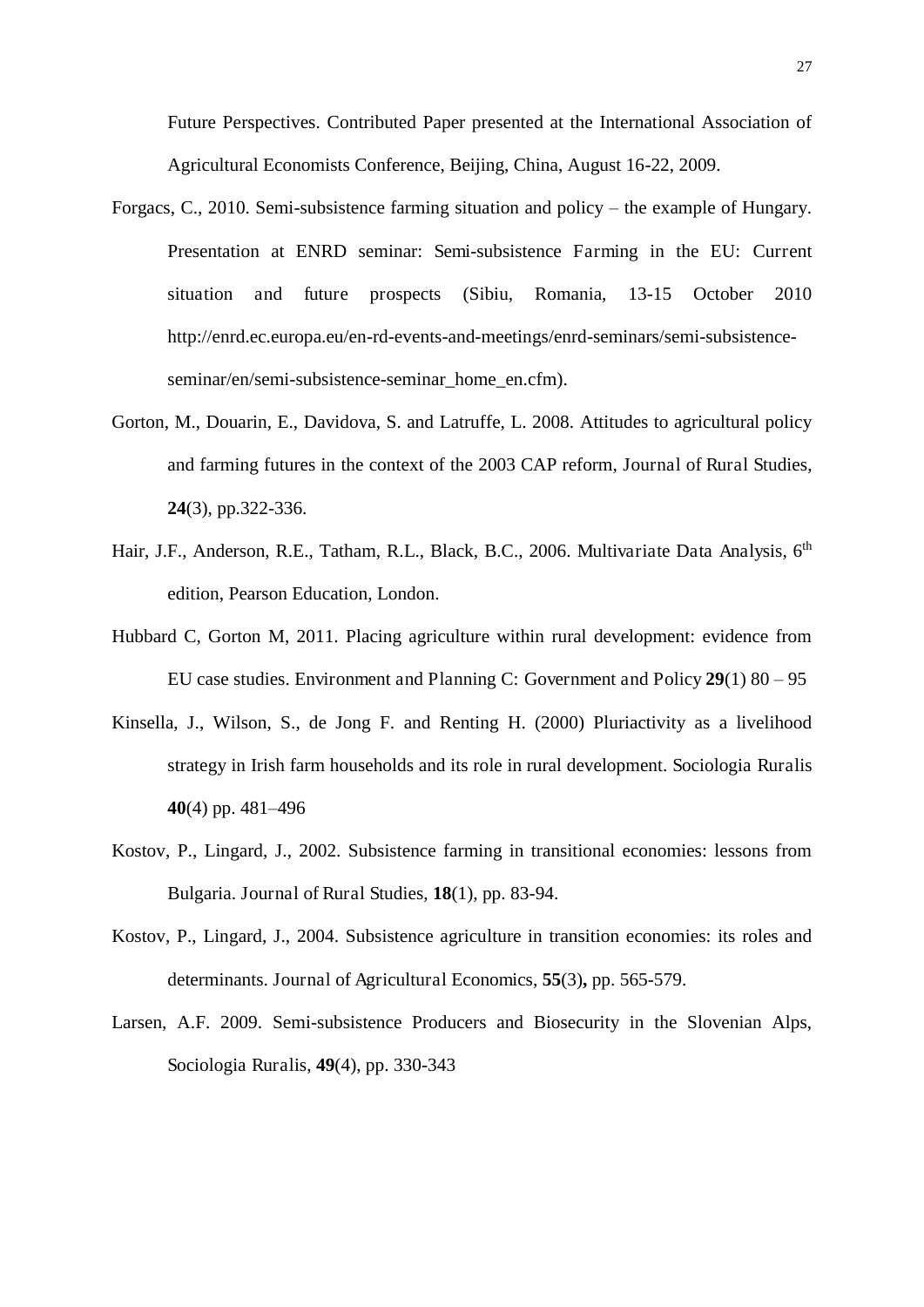Future Perspectives. Contributed Paper presented at the International Association of Agricultural Economists Conference, Beijing, China, August 16-22, 2009.

Forgacs, C., 2010. Semi-subsistence farming situation and policy – the example of Hungary. Presentation at ENRD seminar: Semi-subsistence Farming in the EU: Current situation and future prospects (Sibiu, Romania, 13-15 October 2010 http://enrd.ec.europa.eu/en-rd-events-and-meetings/enrd-seminars/semi-subsistence-seminar/en/semi-subsistence-seminar_home_en.cfm).

Gorton, M., Douarin, E., Davidova, S. and Latruffe, L. 2008. Attitudes to agricultural policy and farming futures in the context of the 2003 CAP reform, Journal of Rural Studies, **24**(3), pp.322-336.

Hair, J.F., Anderson, R.E., Tatham, R.L., Black, B.C., 2006. Multivariate Data Analysis, 6th edition, Pearson Education, London.

Hubbard C, Gorton M, 2011. Placing agriculture within rural development: evidence from EU case studies. Environment and Planning C: Government and Policy **29**(1) 80 – 95

Kinsella, J., Wilson, S., de Jong F. and Renting H. (2000) Pluriactivity as a livelihood strategy in Irish farm households and its role in rural development. Sociologia Ruralis **40**(4) pp. 481–496

Kostov, P., Lingard, J., 2002. Subsistence farming in transitional economies: lessons from Bulgaria. Journal of Rural Studies, **18**(1), pp. 83-94.

Kostov, P., Lingard, J., 2004. Subsistence agriculture in transition economies: its roles and determinants. Journal of Agricultural Economics, **55**(3)**,** pp. 565-579.

Larsen, A.F. 2009. Semi-subsistence Producers and Biosecurity in the Slovenian Alps, Sociologia Ruralis, **49**(4), pp. 330-343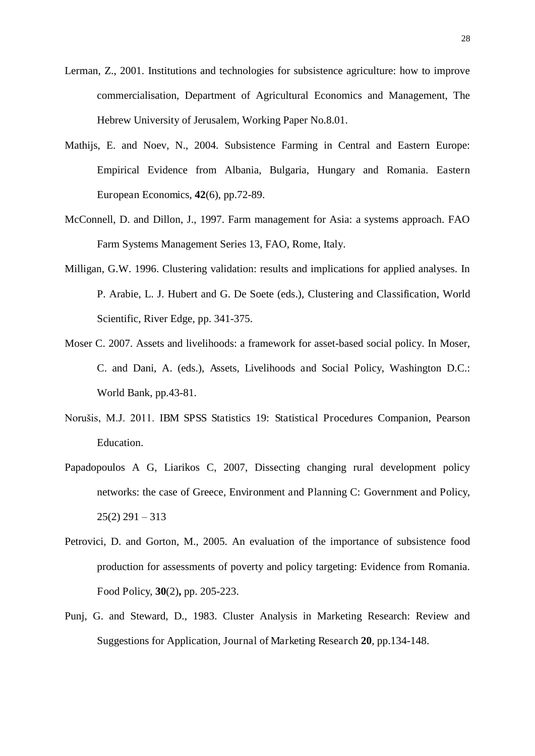Lerman, Z., 2001. Institutions and technologies for subsistence agriculture: how to improve commercialisation, Department of Agricultural Economics and Management, The Hebrew University of Jerusalem, Working Paper No.8.01.

Mathijs, E. and Noev, N., 2004. Subsistence Farming in Central and Eastern Europe: Empirical Evidence from Albania, Bulgaria, Hungary and Romania. Eastern European Economics, **42**(6), pp.72-89.

McConnell, D. and Dillon, J., 1997. Farm management for Asia: a systems approach. FAO Farm Systems Management Series 13, FAO, Rome, Italy.

Milligan, G.W. 1996. Clustering validation: results and implications for applied analyses. In P. Arabie, L. J. Hubert and G. De Soete (eds.), Clustering and Classification, World Scientific, River Edge, pp. 341-375.

Moser C. 2007. Assets and livelihoods: a framework for asset-based social policy. In Moser, C. and Dani, A. (eds.), Assets, Livelihoods and Social Policy, Washington D.C.: World Bank, pp.43-81.

Norušis, M.J. 2011. IBM SPSS Statistics 19: Statistical Procedures Companion, Pearson Education.

Papadopoulos A G, Liarikos C, 2007, Dissecting changing rural development policy networks: the case of Greece, Environment and Planning C: Government and Policy, 25(2) 291 – 313

Petrovici, D. and Gorton, M., 2005. An evaluation of the importance of subsistence food production for assessments of poverty and policy targeting: Evidence from Romania. Food Policy, **30**(2)**,** pp. 205-223.

Punj, G. and Steward, D., 1983. Cluster Analysis in Marketing Research: Review and Suggestions for Application, Journal of Marketing Research **20**, pp.134-148.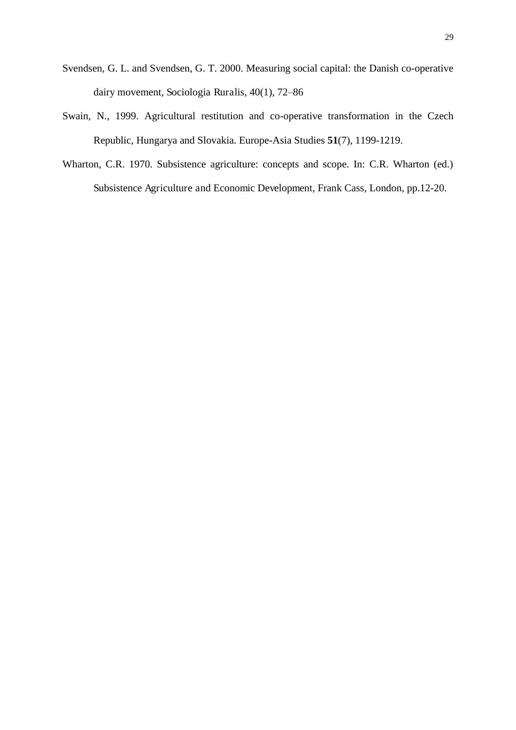Svendsen, G. L. and Svendsen, G. T. 2000. Measuring social capital: the Danish co-operative dairy movement, Sociologia Ruralis, 40(1), 72–86

Swain, N., 1999. Agricultural restitution and co-operative transformation in the Czech Republic, Hungarya and Slovakia. Europe-Asia Studies **51**(7), 1199-1219.

Wharton, C.R. 1970. Subsistence agriculture: concepts and scope. In: C.R. Wharton (ed.) Subsistence Agriculture and Economic Development, Frank Cass, London, pp.12-20.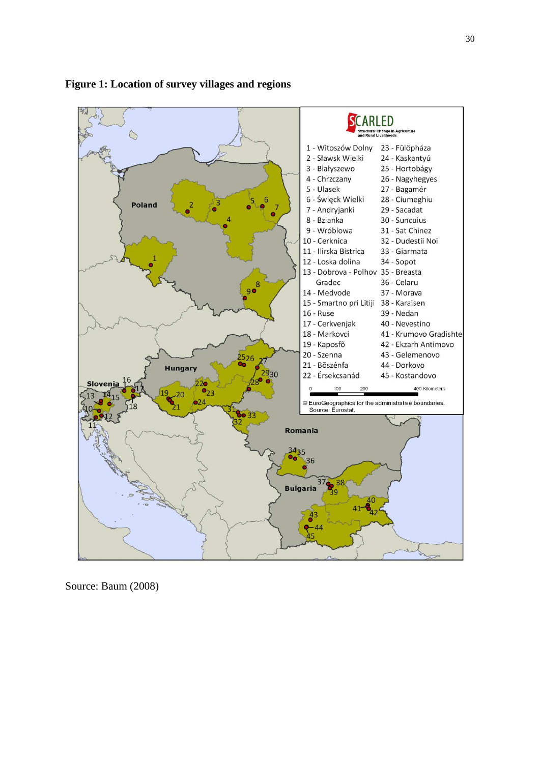**Figure 1: Location of survey villages and regions**

Source: Baum (2008)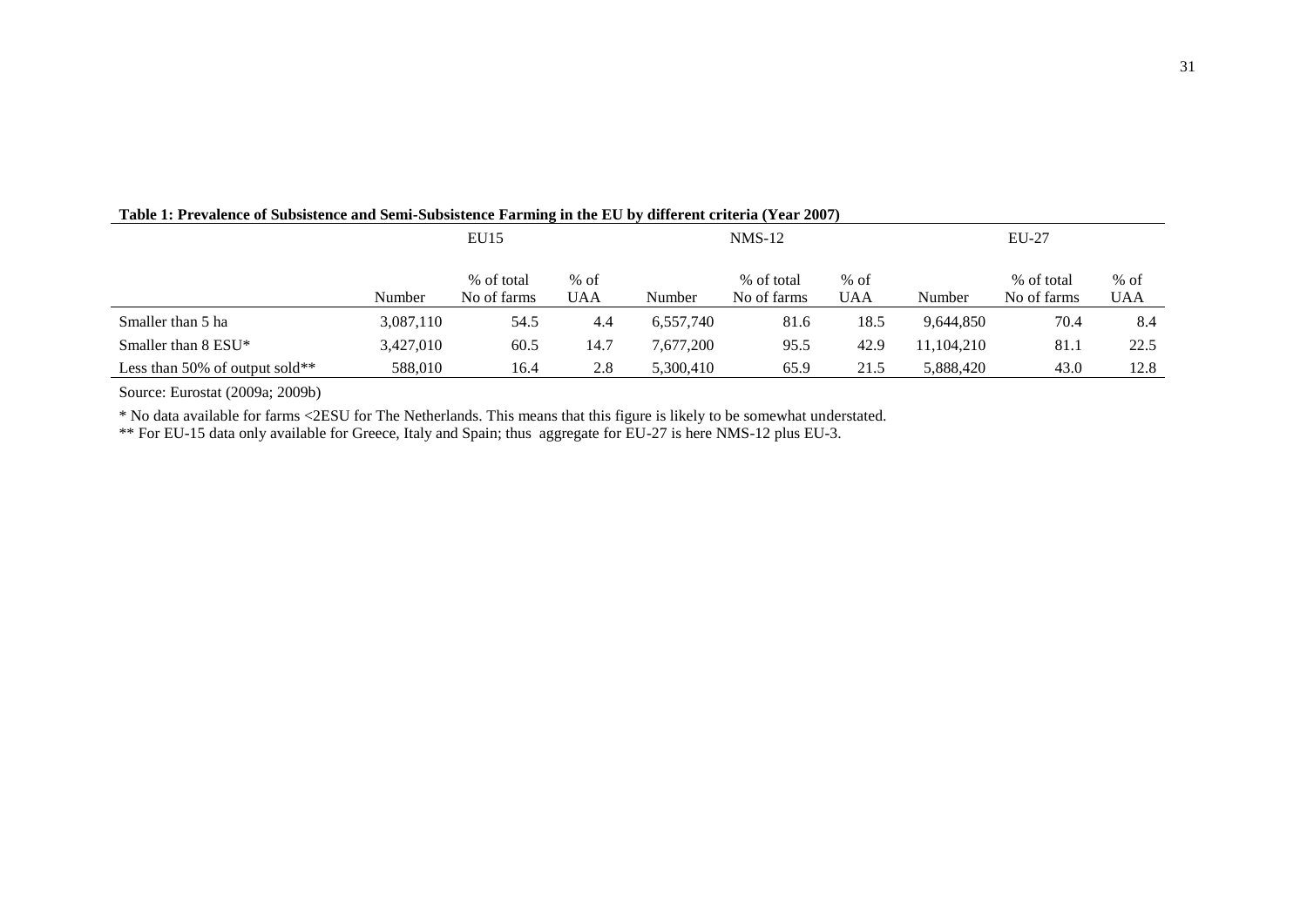**Table 1: Prevalence of Subsistence and Semi-Subsistence Farming in the EU by different criteria (Year 2007)**

| | EU15 | | | NMS-12 | | | EU-27 | | |
|---|---|---|---|---|---|---|---|---|---|
| | Number | % of total No of farms | % of UAA | Number | % of total No of farms | % of UAA | Number | % of total No of farms | % of UAA |
| Smaller than 5 ha | 3,087,110 | 54.5 | 4.4 | 6,557,740 | 81.6 | 18.5 | 9,644,850 | 70.4 | 8.4 |
| Smaller than 8 ESU* | 3,427,010 | 60.5 | 14.7 | 7,677,200 | 95.5 | 42.9 | 11,104,210 | 81.1 | 22.5 |
| Less than 50% of output sold** | 588,010 | 16.4 | 2.8 | 5,300,410 | 65.9 | 21.5 | 5,888,420 | 43.0 | 12.8 |

Source: Eurostat (2009a; 2009b)

* No data available for farms <2ESU for The Netherlands. This means that this figure is likely to be somewhat understated.

** For EU-15 data only available for Greece, Italy and Spain; thus aggregate for EU-27 is here NMS-12 plus EU-3.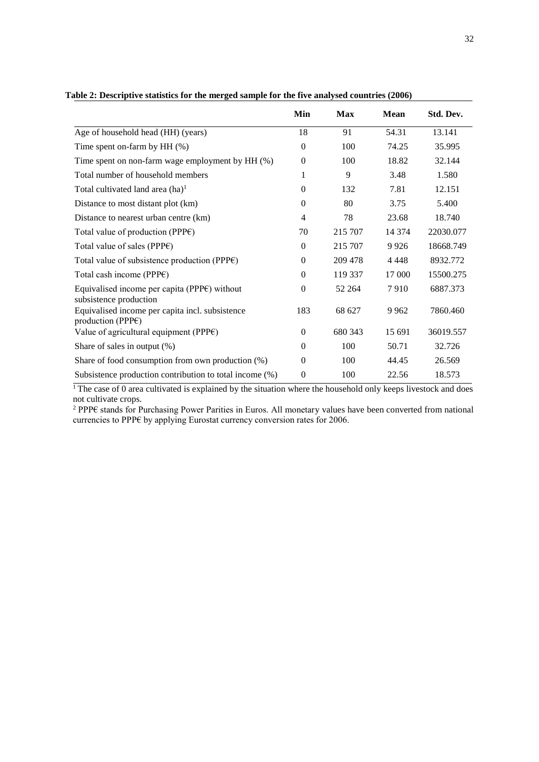**Table 2: Descriptive statistics for the merged sample for the five analysed countries (2006)**

| | Min | Max | Mean | Std. Dev. |
|---|---|---|---|---|
| Age of household head (HH) (years) | 18 | 91 | 54.31 | 13.141 |
| Time spent on-farm by HH (%) | 0 | 100 | 74.25 | 35.995 |
| Time spent on non-farm wage employment by HH (%) | 0 | 100 | 18.82 | 32.144 |
| Total number of household members | 1 | 9 | 3.48 | 1.580 |
| Total cultivated land area (ha)[1] | 0 | 132 | 7.81 | 12.151 |
| Distance to most distant plot (km) | 0 | 80 | 3.75 | 5.400 |
| Distance to nearest urban centre (km) | 4 | 78 | 23.68 | 18.740 |
| Total value of production (PPP€) | 70 | 215 707 | 14 374 | 22030.077 |
| Total value of sales (PPP€) | 0 | 215 707 | 9 926 | 18668.749 |
| Total value of subsistence production (PPP€) | 0 | 209 478 | 4 448 | 8932.772 |
| Total cash income (PPP€) | 0 | 119 337 | 17 000 | 15500.275 |
| Equivalised income per capita (PPP€) without subsistence production | 0 | 52 264 | 7 910 | 6887.373 |
| Equivalised income per capita incl. subsistence production (PPP€) | 183 | 68 627 | 9 962 | 7860.460 |
| Value of agricultural equipment (PPP€) | 0 | 680 343 | 15 691 | 36019.557 |
| Share of sales in output (%) | 0 | 100 | 50.71 | 32.726 |
| Share of food consumption from own production (%) | 0 | 100 | 44.45 | 26.569 |
| Subsistence production contribution to total income (%) | 0 | 100 | 22.56 | 18.573 |

[1] The case of 0 area cultivated is explained by the situation where the household only keeps livestock and does not cultivate crops.

[2] PPP€ stands for Purchasing Power Parities in Euros. All monetary values have been converted from national currencies to PPP€ by applying Eurostat currency conversion rates for 2006.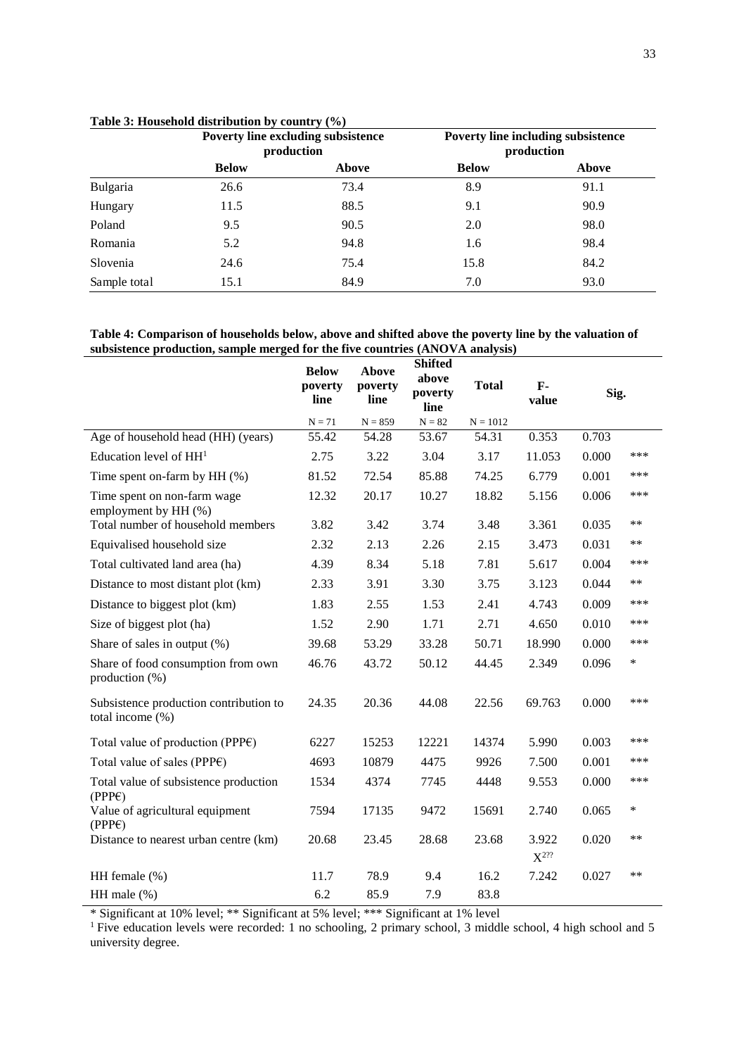**Table 3: Household distribution by country (%)**

| | Poverty line excluding subsistence production | | Poverty line including subsistence production | |
|---|---|---|---|---|
| | **Below** | **Above** | **Below** | **Above** |
| Bulgaria | 26.6 | 73.4 | 8.9 | 91.1 |
| Hungary | 11.5 | 88.5 | 9.1 | 90.9 |
| Poland | 9.5 | 90.5 | 2.0 | 98.0 |
| Romania | 5.2 | 94.8 | 1.6 | 98.4 |
| Slovenia | 24.6 | 75.4 | 15.8 | 84.2 |
| Sample total | 15.1 | 84.9 | 7.0 | 93.0 |

**Table 4: Comparison of households below, above and shifted above the poverty line by the valuation of subsistence production, sample merged for the five countries (ANOVA analysis)**

| | Below poverty line | Above poverty line | Shifted above poverty line | Total | F-value | Sig. | |
|---|---|---|---|---|---|---|---|
| | N = 71 | N = 859 | N = 82 | N = 1012 | | | |
| Age of household head (HH) (years) | 55.42 | 54.28 | 53.67 | 54.31 | 0.353 | 0.703 | |
| Education level of HH[1] | 2.75 | 3.22 | 3.04 | 3.17 | 11.053 | 0.000 | *** |
| Time spent on-farm by HH (%) | 81.52 | 72.54 | 85.88 | 74.25 | 6.779 | 0.001 | *** |
| Time spent on non-farm wage employment by HH (%) | 12.32 | 20.17 | 10.27 | 18.82 | 5.156 | 0.006 | *** |
| Total number of household members | 3.82 | 3.42 | 3.74 | 3.48 | 3.361 | 0.035 | ** |
| Equivalised household size | 2.32 | 2.13 | 2.26 | 2.15 | 3.473 | 0.031 | ** |
| Total cultivated land area (ha) | 4.39 | 8.34 | 5.18 | 7.81 | 5.617 | 0.004 | *** |
| Distance to most distant plot (km) | 2.33 | 3.91 | 3.30 | 3.75 | 3.123 | 0.044 | ** |
| Distance to biggest plot (km) | 1.83 | 2.55 | 1.53 | 2.41 | 4.743 | 0.009 | *** |
| Size of biggest plot (ha) | 1.52 | 2.90 | 1.71 | 2.71 | 4.650 | 0.010 | *** |
| Share of sales in output (%) | 39.68 | 53.29 | 33.28 | 50.71 | 18.990 | 0.000 | *** |
| Share of food consumption from own production (%) | 46.76 | 43.72 | 50.12 | 44.45 | 2.349 | 0.096 | * |
| Subsistence production contribution to total income (%) | 24.35 | 20.36 | 44.08 | 22.56 | 69.763 | 0.000 | *** |
| Total value of production (PPP€) | 6227 | 15253 | 12221 | 14374 | 5.990 | 0.003 | *** |
| Total value of sales (PPP€) | 4693 | 10879 | 4475 | 9926 | 7.500 | 0.001 | *** |
| Total value of subsistence production (PPP€) | 1534 | 4374 | 7745 | 4448 | 9.553 | 0.000 | *** |
| Value of agricultural equipment (PPP€) | 7594 | 17135 | 9472 | 15691 | 2.740 | 0.065 | * |
| Distance to nearest urban centre (km) | 20.68 | 23.45 | 28.68 | 23.68 | 3.922 | 0.020 | ** |
| | | | | | $X^{2??}$ | | |
| HH female (%) | 11.7 | 78.9 | 9.4 | 16.2 | 7.242 | 0.027 | ** |
| HH male (%) | 6.2 | 85.9 | 7.9 | 83.8 | | | |

* Significant at 10% level; ** Significant at 5% level; *** Significant at 1% level

[1] Five education levels were recorded: 1 no schooling, 2 primary school, 3 middle school, 4 high school and 5 university degree.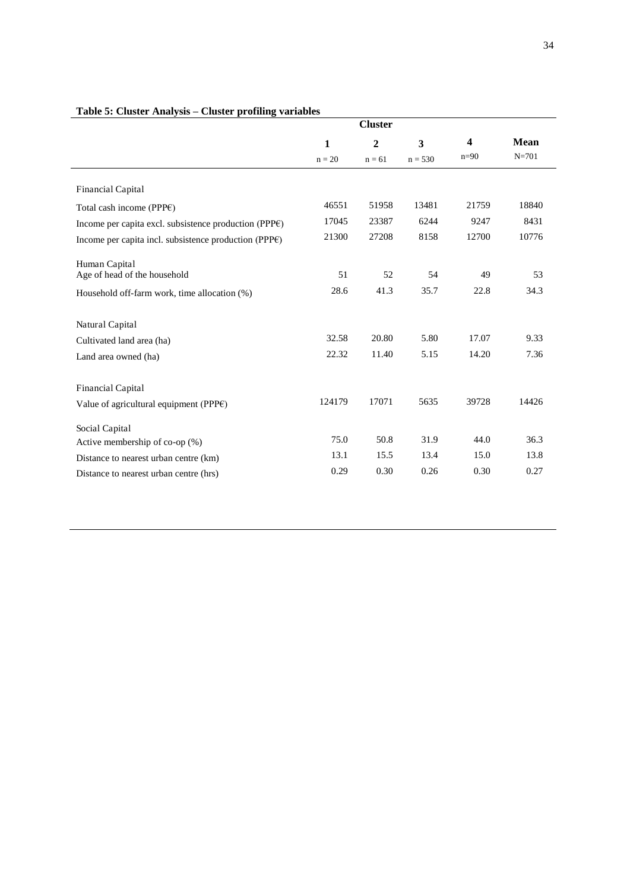**Table 5: Cluster Analysis – Cluster profiling variables**

| | Cluster | | | | |
|---|---|---|---|---|---|
| | **1** n = 20 | **2** n = 61 | **3** n = 530 | **4** n=90 | **Mean** N=701 |
| Financial Capital | | | | | |
| Total cash income (PPP€) | 46551 | 51958 | 13481 | 21759 | 18840 |
| Income per capita excl. subsistence production (PPP€) | 17045 | 23387 | 6244 | 9247 | 8431 |
| Income per capita incl. subsistence production (PPP€) | 21300 | 27208 | 8158 | 12700 | 10776 |
| Human Capital | | | | | |
| Age of head of the household | 51 | 52 | 54 | 49 | 53 |
| Household off-farm work, time allocation (%) | 28.6 | 41.3 | 35.7 | 22.8 | 34.3 |
| Natural Capital | | | | | |
| Cultivated land area (ha) | 32.58 | 20.80 | 5.80 | 17.07 | 9.33 |
| Land area owned (ha) | 22.32 | 11.40 | 5.15 | 14.20 | 7.36 |
| Financial Capital | | | | | |
| Value of agricultural equipment (PPP€) | 124179 | 17071 | 5635 | 39728 | 14426 |
| Social Capital | | | | | |
| Active membership of co-op (%) | 75.0 | 50.8 | 31.9 | 44.0 | 36.3 |
| Distance to nearest urban centre (km) | 13.1 | 15.5 | 13.4 | 15.0 | 13.8 |
| Distance to nearest urban centre (hrs) | 0.29 | 0.30 | 0.26 | 0.30 | 0.27 |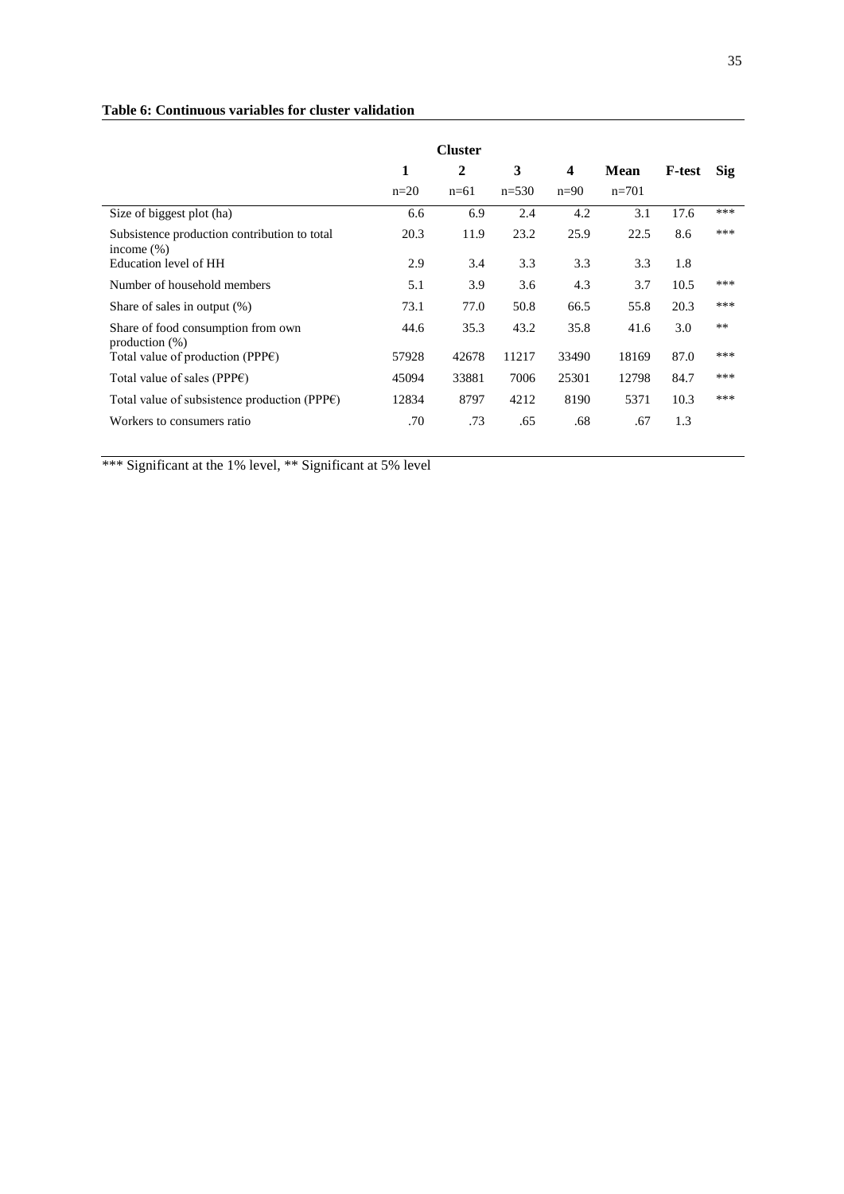**Table 6: Continuous variables for cluster validation**

| | Cluster | | | | | | |
|---|---|---|---|---|---|---|---|
| | **1** | **2** | **3** | **4** | **Mean** | **F-test** | **Sig** |
| | n=20 | n=61 | n=530 | n=90 | n=701 | | |
| Size of biggest plot (ha) | 6.6 | 6.9 | 2.4 | 4.2 | 3.1 | 17.6 | *** |
| Subsistence production contribution to total income (%) | 20.3 | 11.9 | 23.2 | 25.9 | 22.5 | 8.6 | *** |
| Education level of HH | 2.9 | 3.4 | 3.3 | 3.3 | 3.3 | 1.8 | |
| Number of household members | 5.1 | 3.9 | 3.6 | 4.3 | 3.7 | 10.5 | *** |
| Share of sales in output (%) | 73.1 | 77.0 | 50.8 | 66.5 | 55.8 | 20.3 | *** |
| Share of food consumption from own production (%) | 44.6 | 35.3 | 43.2 | 35.8 | 41.6 | 3.0 | ** |
| Total value of production (PPP€) | 57928 | 42678 | 11217 | 33490 | 18169 | 87.0 | *** |
| Total value of sales (PPP€) | 45094 | 33881 | 7006 | 25301 | 12798 | 84.7 | *** |
| Total value of subsistence production (PPP€) | 12834 | 8797 | 4212 | 8190 | 5371 | 10.3 | *** |
| Workers to consumers ratio | .70 | .73 | .65 | .68 | .67 | 1.3 | |

*** Significant at the 1% level, ** Significant at 5% level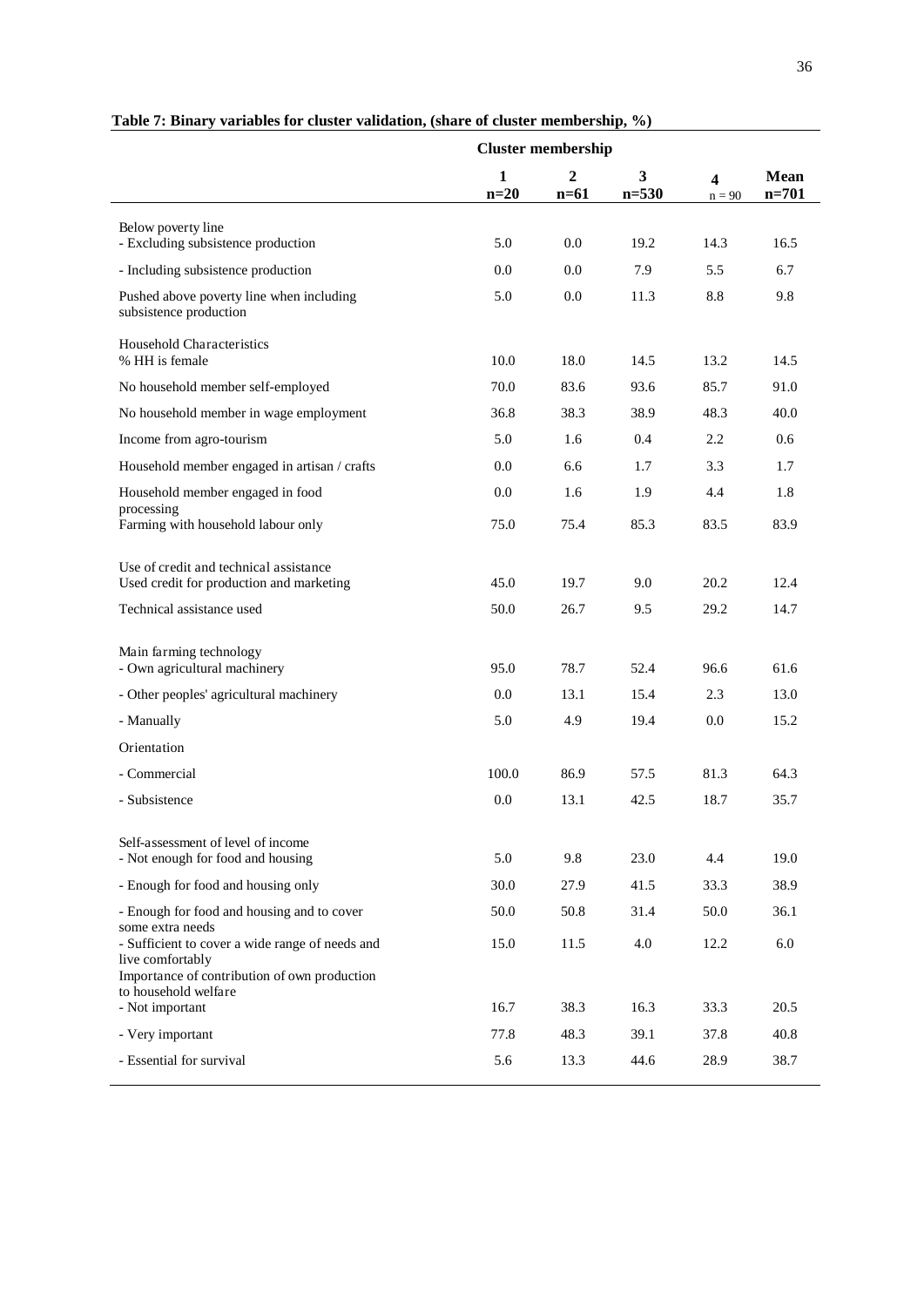**Table 7: Binary variables for cluster validation, (share of cluster membership, %)**

| | Cluster membership | | | | |
|---|---|---|---|---|---|
| | **1** **n=20** | **2** **n=61** | **3** **n=530** | **4** n = 90 | **Mean** **n=701** |
| Below poverty line | | | | | |
| - Excluding subsistence production | 5.0 | 0.0 | 19.2 | 14.3 | 16.5 |
| - Including subsistence production | 0.0 | 0.0 | 7.9 | 5.5 | 6.7 |
| Pushed above poverty line when including subsistence production | 5.0 | 0.0 | 11.3 | 8.8 | 9.8 |
| Household Characteristics | | | | | |
| % HH is female | 10.0 | 18.0 | 14.5 | 13.2 | 14.5 |
| No household member self-employed | 70.0 | 83.6 | 93.6 | 85.7 | 91.0 |
| No household member in wage employment | 36.8 | 38.3 | 38.9 | 48.3 | 40.0 |
| Income from agro-tourism | 5.0 | 1.6 | 0.4 | 2.2 | 0.6 |
| Household member engaged in artisan / crafts | 0.0 | 6.6 | 1.7 | 3.3 | 1.7 |
| Household member engaged in food processing | 0.0 | 1.6 | 1.9 | 4.4 | 1.8 |
| Farming with household labour only | 75.0 | 75.4 | 85.3 | 83.5 | 83.9 |
| Use of credit and technical assistance | | | | | |
| Used credit for production and marketing | 45.0 | 19.7 | 9.0 | 20.2 | 12.4 |
| Technical assistance used | 50.0 | 26.7 | 9.5 | 29.2 | 14.7 |
| Main farming technology | | | | | |
| - Own agricultural machinery | 95.0 | 78.7 | 52.4 | 96.6 | 61.6 |
| - Other peoples' agricultural machinery | 0.0 | 13.1 | 15.4 | 2.3 | 13.0 |
| - Manually | 5.0 | 4.9 | 19.4 | 0.0 | 15.2 |
| Orientation | | | | | |
| - Commercial | 100.0 | 86.9 | 57.5 | 81.3 | 64.3 |
| - Subsistence | 0.0 | 13.1 | 42.5 | 18.7 | 35.7 |
| Self-assessment of level of income | | | | | |
| - Not enough for food and housing | 5.0 | 9.8 | 23.0 | 4.4 | 19.0 |
| - Enough for food and housing only | 30.0 | 27.9 | 41.5 | 33.3 | 38.9 |
| - Enough for food and housing and to cover some extra needs | 50.0 | 50.8 | 31.4 | 50.0 | 36.1 |
| - Sufficient to cover a wide range of needs and live comfortably | 15.0 | 11.5 | 4.0 | 12.2 | 6.0 |
| Importance of contribution of own production to household welfare | | | | | |
| - Not important | 16.7 | 38.3 | 16.3 | 33.3 | 20.5 |
| - Very important | 77.8 | 48.3 | 39.1 | 37.8 | 40.8 |
| - Essential for survival | 5.6 | 13.3 | 44.6 | 28.9 | 38.7 |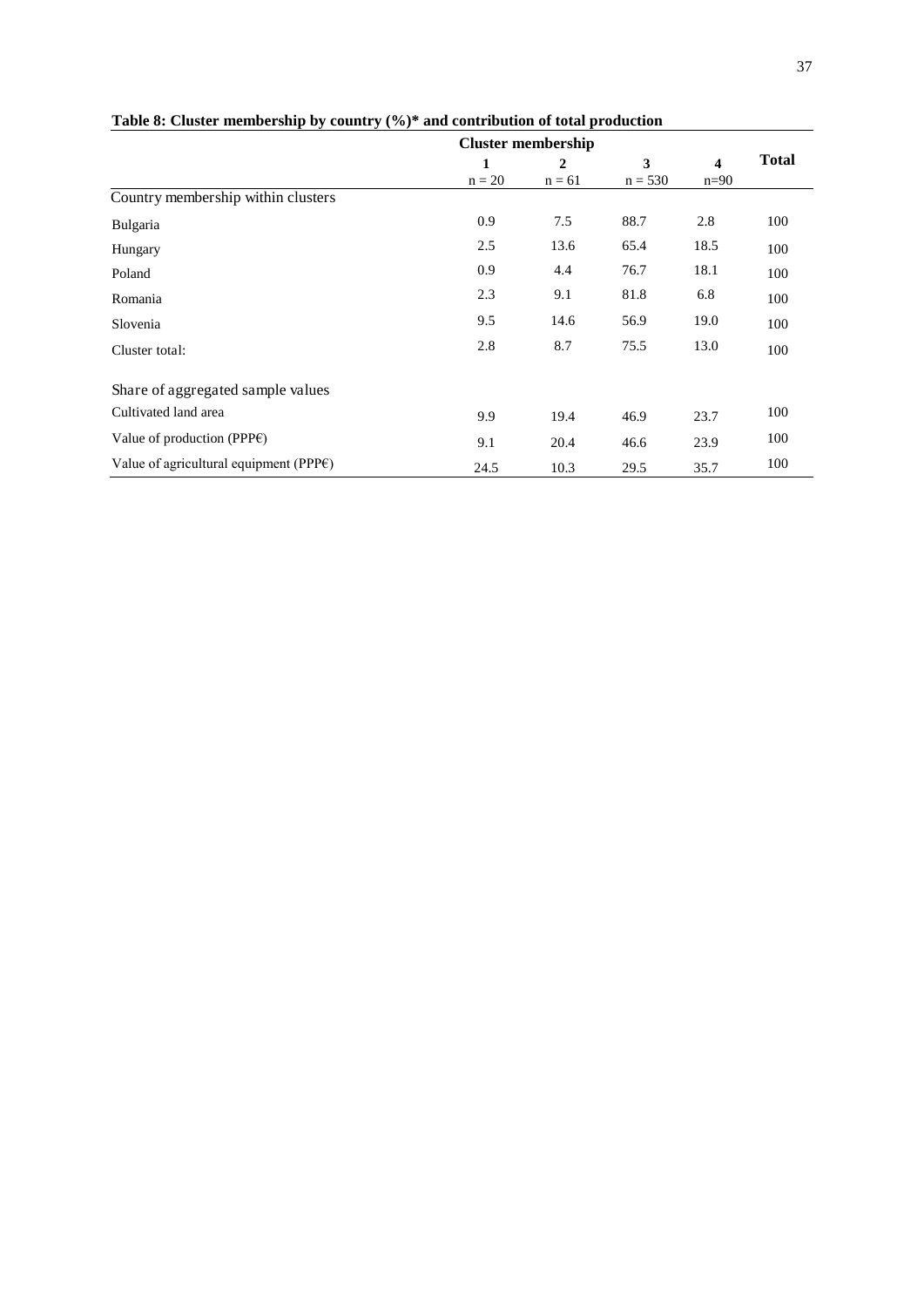**Table 8: Cluster membership by country (%)* and contribution of total production**

| | Cluster membership | | | | Total |
|---|---|---|---|---|---|
| | 1<br>n = 20 | 2<br>n = 61 | 3<br>n = 530 | 4<br>n=90 | |
| Country membership within clusters | | | | | |
| Bulgaria | 0.9 | 7.5 | 88.7 | 2.8 | 100 |
| Hungary | 2.5 | 13.6 | 65.4 | 18.5 | 100 |
| Poland | 0.9 | 4.4 | 76.7 | 18.1 | 100 |
| Romania | 2.3 | 9.1 | 81.8 | 6.8 | 100 |
| Slovenia | 9.5 | 14.6 | 56.9 | 19.0 | 100 |
| Cluster total: | 2.8 | 8.7 | 75.5 | 13.0 | 100 |
| Share of aggregated sample values | | | | | |
| Cultivated land area | 9.9 | 19.4 | 46.9 | 23.7 | 100 |
| Value of production (PPP€) | 9.1 | 20.4 | 46.6 | 23.9 | 100 |
| Value of agricultural equipment (PPP€) | 24.5 | 10.3 | 29.5 | 35.7 | 100 |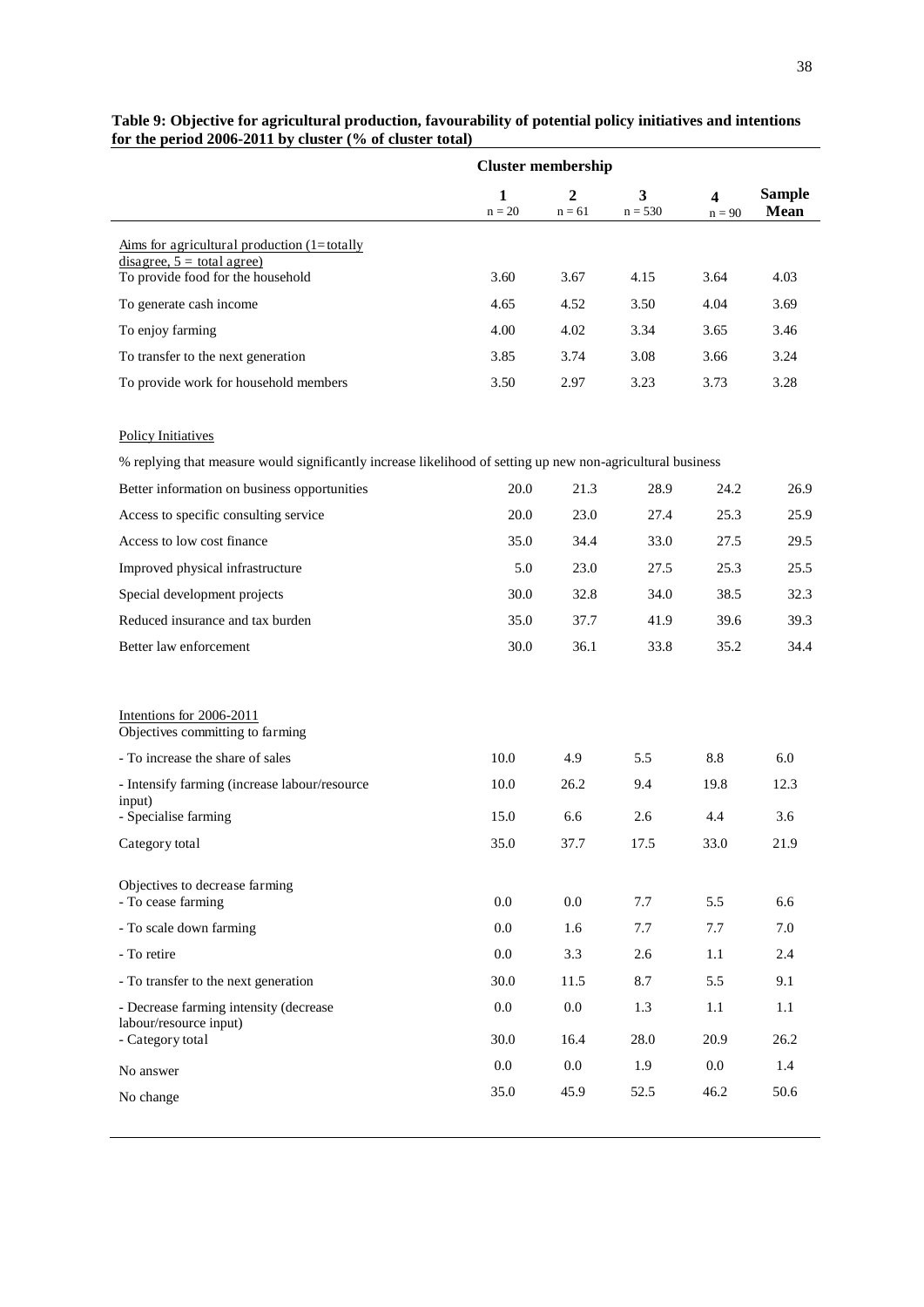**Table 9: Objective for agricultural production, favourability of potential policy initiatives and intentions for the period 2006-2011 by cluster (% of cluster total)**

| | Cluster membership | | | | |
|---|---|---|---|---|---|
| | 1 n = 20 | 2 n = 61 | 3 n = 530 | 4 n = 90 | Sample Mean |
| Aims for agricultural production (1=totally disagree, 5 = total agree) | | | | | |
| To provide food for the household | 3.60 | 3.67 | 4.15 | 3.64 | 4.03 |
| To generate cash income | 4.65 | 4.52 | 3.50 | 4.04 | 3.69 |
| To enjoy farming | 4.00 | 4.02 | 3.34 | 3.65 | 3.46 |
| To transfer to the next generation | 3.85 | 3.74 | 3.08 | 3.66 | 3.24 |
| To provide work for household members | 3.50 | 2.97 | 3.23 | 3.73 | 3.28 |
| Policy Initiatives | | | | | |
| % replying that measure would significantly increase likelihood of setting up new non-agricultural business | | | | | |
| Better information on business opportunities | 20.0 | 21.3 | 28.9 | 24.2 | 26.9 |
| Access to specific consulting service | 20.0 | 23.0 | 27.4 | 25.3 | 25.9 |
| Access to low cost finance | 35.0 | 34.4 | 33.0 | 27.5 | 29.5 |
| Improved physical infrastructure | 5.0 | 23.0 | 27.5 | 25.3 | 25.5 |
| Special development projects | 30.0 | 32.8 | 34.0 | 38.5 | 32.3 |
| Reduced insurance and tax burden | 35.0 | 37.7 | 41.9 | 39.6 | 39.3 |
| Better law enforcement | 30.0 | 36.1 | 33.8 | 35.2 | 34.4 |
| Intentions for 2006-2011 | | | | | |
| Objectives committing to farming | | | | | |
| - To increase the share of sales | 10.0 | 4.9 | 5.5 | 8.8 | 6.0 |
| - Intensify farming (increase labour/resource input) | 10.0 | 26.2 | 9.4 | 19.8 | 12.3 |
| - Specialise farming | 15.0 | 6.6 | 2.6 | 4.4 | 3.6 |
| Category total | 35.0 | 37.7 | 17.5 | 33.0 | 21.9 |
| Objectives to decrease farming | | | | | |
| - To cease farming | 0.0 | 0.0 | 7.7 | 5.5 | 6.6 |
| - To scale down farming | 0.0 | 1.6 | 7.7 | 7.7 | 7.0 |
| - To retire | 0.0 | 3.3 | 2.6 | 1.1 | 2.4 |
| - To transfer to the next generation | 30.0 | 11.5 | 8.7 | 5.5 | 9.1 |
| - Decrease farming intensity (decrease labour/resource input) | 0.0 | 0.0 | 1.3 | 1.1 | 1.1 |
| - Category total | 30.0 | 16.4 | 28.0 | 20.9 | 26.2 |
| No answer | 0.0 | 0.0 | 1.9 | 0.0 | 1.4 |
| No change | 35.0 | 45.9 | 52.5 | 46.2 | 50.6 |